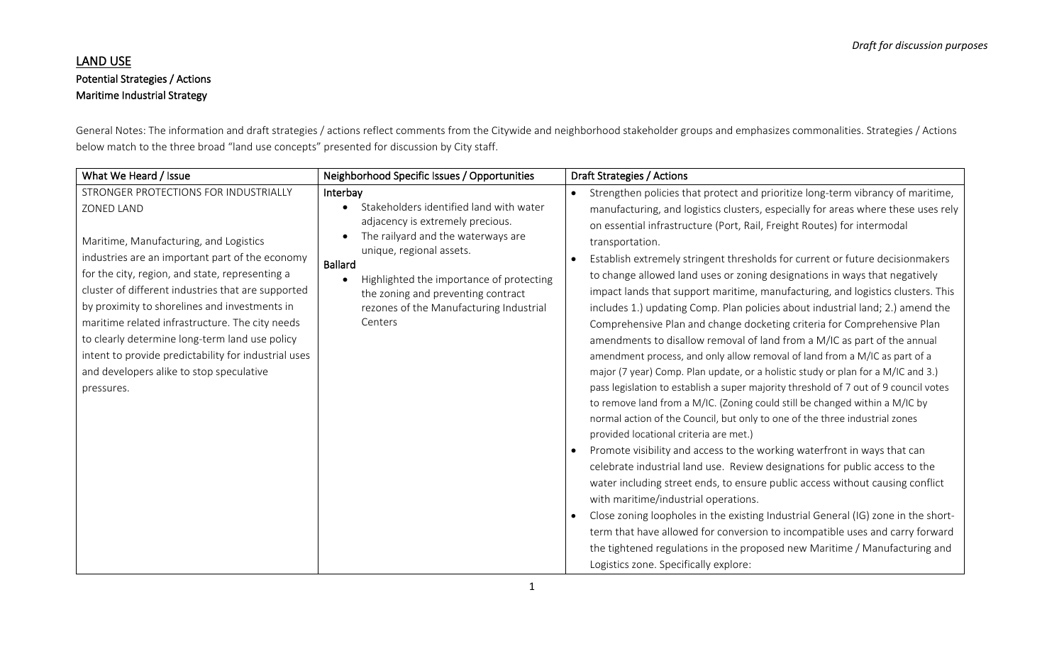*Draft for discussion purposes*

# LAND USE

## Potential Strategies / Actions

## Maritime Industrial Strategy

General Notes: The information and draft strategies / actions reflect comments from the Citywide and neighborhood stakeholder groups and emphasizes commonalities. Strategies / Actions below match to the three broad "land use concepts" presented for discussion by City staff.

| What We Heard / Issue | Neighborhood Specific Issues / Opportunities | Draft Strategies / Actions |
|---|---|---|
| STRONGER PROTECTIONS FOR INDUSTRIALLY ZONED LAND<br><br>Maritime, Manufacturing, and Logistics industries are an important part of the economy for the city, region, and state, representing a cluster of different industries that are supported by proximity to shorelines and investments in maritime related infrastructure. The city needs to clearly determine long-term land use policy intent to provide predictability for industrial uses and developers alike to stop speculative pressures. | **Interbay**<br>• Stakeholders identified land with water adjacency is extremely precious.<br>• The railyard and the waterways are unique, regional assets.<br>**Ballard**<br>• Highlighted the importance of protecting the zoning and preventing contract rezones of the Manufacturing Industrial Centers | • Strengthen policies that protect and prioritize long-term vibrancy of maritime, manufacturing, and logistics clusters, especially for areas where these uses rely on essential infrastructure (Port, Rail, Freight Routes) for intermodal transportation.<br>• Establish extremely stringent thresholds for current or future decisionmakers to change allowed land uses or zoning designations in ways that negatively impact lands that support maritime, manufacturing, and logistics clusters. This includes 1.) updating Comp. Plan policies about industrial land; 2.) amend the Comprehensive Plan and change docketing criteria for Comprehensive Plan amendments to disallow removal of land from a M/IC as part of the annual amendment process, and only allow removal of land from a M/IC as part of a major (7 year) Comp. Plan update, or a holistic study or plan for a M/IC and 3.) pass legislation to establish a super majority threshold of 7 out of 9 council votes to remove land from a M/IC. (Zoning could still be changed within a M/IC by normal action of the Council, but only to one of the three industrial zones provided locational criteria are met.)<br>• Promote visibility and access to the working waterfront in ways that can celebrate industrial land use. Review designations for public access to the water including street ends, to ensure public access without causing conflict with maritime/industrial operations.<br>• Close zoning loopholes in the existing Industrial General (IG) zone in the short-term that have allowed for conversion to incompatible uses and carry forward the tightened regulations in the proposed new Maritime / Manufacturing and Logistics zone. Specifically explore: |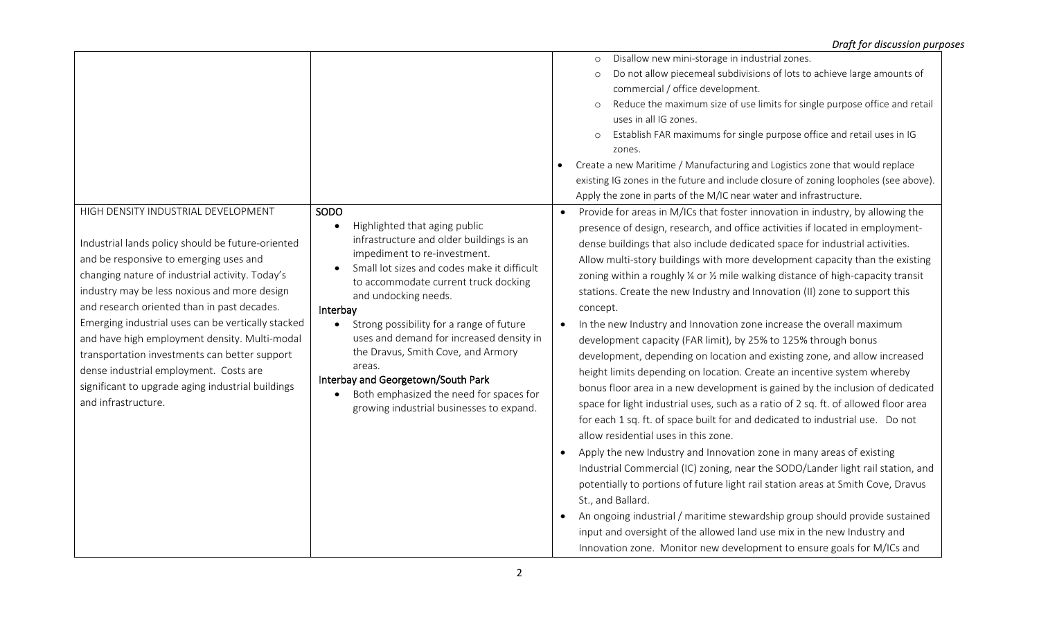| | | |
|---|---|---|
| | | ○ Disallow new mini-storage in industrial zones.<br>○ Do not allow piecemeal subdivisions of lots to achieve large amounts of commercial / office development.<br>○ Reduce the maximum size of use limits for single purpose office and retail uses in all IG zones.<br>○ Establish FAR maximums for single purpose office and retail uses in IG zones.<br>• Create a new Maritime / Manufacturing and Logistics zone that would replace existing IG zones in the future and include closure of zoning loopholes (see above). Apply the zone in parts of the M/IC near water and infrastructure. |
| HIGH DENSITY INDUSTRIAL DEVELOPMENT<br><br>Industrial lands policy should be future-oriented and be responsive to emerging uses and changing nature of industrial activity. Today's industry may be less noxious and more design and research oriented than in past decades. Emerging industrial uses can be vertically stacked and have high employment density. Multi-modal transportation investments can better support dense industrial employment. Costs are significant to upgrade aging industrial buildings and infrastructure. | SODO<br>• Highlighted that aging public infrastructure and older buildings is an impediment to re-investment.<br>• Small lot sizes and codes make it difficult to accommodate current truck docking and undocking needs.<br>Interbay<br>• Strong possibility for a range of future uses and demand for increased density in the Dravus, Smith Cove, and Armory areas.<br>Interbay and Georgetown/South Park<br>• Both emphasized the need for spaces for growing industrial businesses to expand. | • Provide for areas in M/ICs that foster innovation in industry, by allowing the presence of design, research, and office activities if located in employment-dense buildings that also include dedicated space for industrial activities. Allow multi-story buildings with more development capacity than the existing zoning within a roughly ¼ or ½ mile walking distance of high-capacity transit stations. Create the new Industry and Innovation (II) zone to support this concept.<br>• In the new Industry and Innovation zone increase the overall maximum development capacity (FAR limit), by 25% to 125% through bonus development, depending on location and existing zone, and allow increased height limits depending on location. Create an incentive system whereby bonus floor area in a new development is gained by the inclusion of dedicated space for light industrial uses, such as a ratio of 2 sq. ft. of allowed floor area for each 1 sq. ft. of space built for and dedicated to industrial use. Do not allow residential uses in this zone.<br>• Apply the new Industry and Innovation zone in many areas of existing Industrial Commercial (IC) zoning, near the SODO/Lander light rail station, and potentially to portions of future light rail station areas at Smith Cove, Dravus St., and Ballard.<br>• An ongoing industrial / maritime stewardship group should provide sustained input and oversight of the allowed land use mix in the new Industry and Innovation zone. Monitor new development to ensure goals for M/ICs and |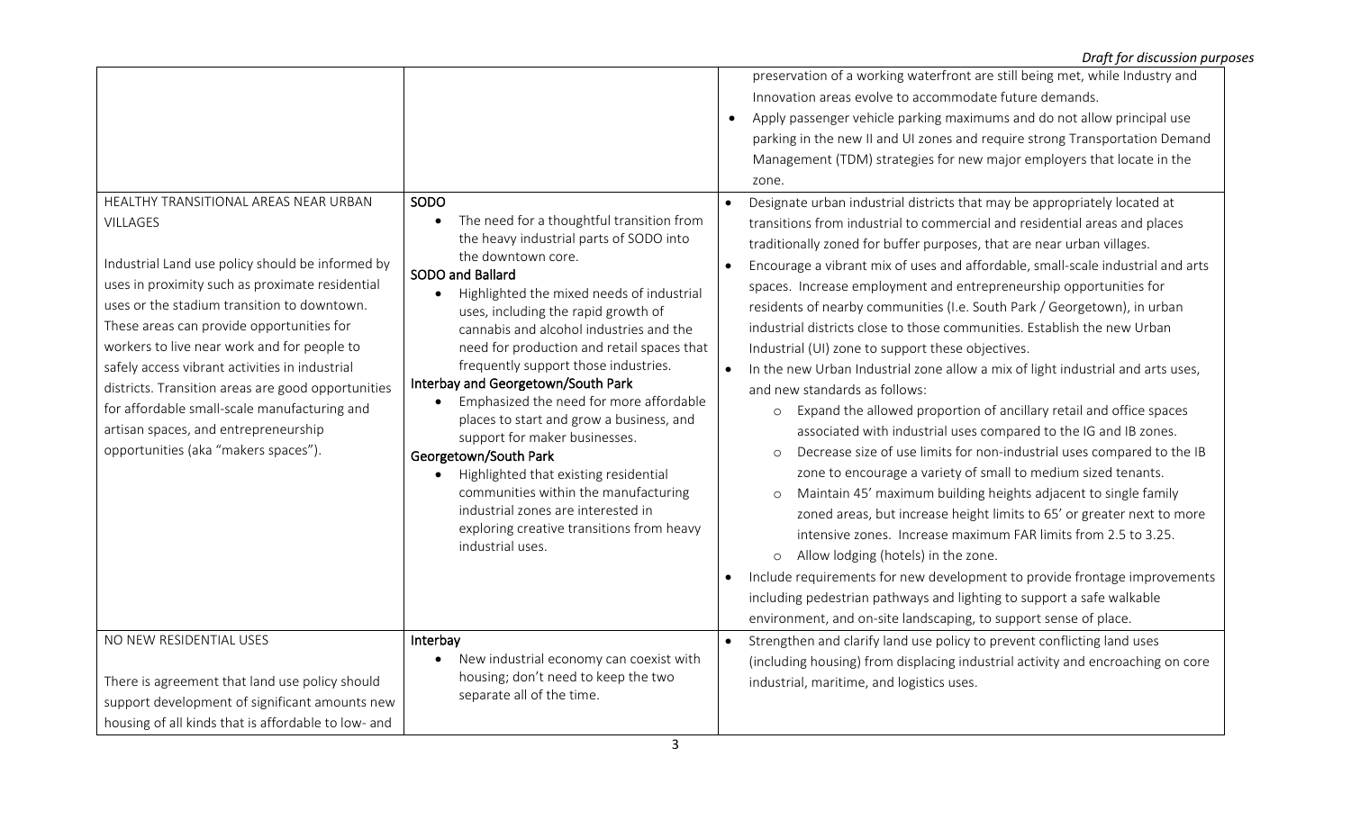| | | |
|---|---|---|
| | | preservation of a working waterfront are still being met, while Industry and Innovation areas evolve to accommodate future demands.<br>• Apply passenger vehicle parking maximums and do not allow principal use parking in the new II and UI zones and require strong Transportation Demand Management (TDM) strategies for new major employers that locate in the zone. |
| HEALTHY TRANSITIONAL AREAS NEAR URBAN VILLAGES<br><br>Industrial Land use policy should be informed by uses in proximity such as proximate residential uses or the stadium transition to downtown. These areas can provide opportunities for workers to live near work and for people to safely access vibrant activities in industrial districts. Transition areas are good opportunities for affordable small-scale manufacturing and artisan spaces, and entrepreneurship opportunities (aka "makers spaces"). | **SODO**<br>• The need for a thoughtful transition from the heavy industrial parts of SODO into the downtown core.<br>**SODO and Ballard**<br>• Highlighted the mixed needs of industrial uses, including the rapid growth of cannabis and alcohol industries and the need for production and retail spaces that frequently support those industries.<br>**Interbay and Georgetown/South Park**<br>• Emphasized the need for more affordable places to start and grow a business, and support for maker businesses.<br>**Georgetown/South Park**<br>• Highlighted that existing residential communities within the manufacturing industrial zones are interested in exploring creative transitions from heavy industrial uses. | • Designate urban industrial districts that may be appropriately located at transitions from industrial to commercial and residential areas and places traditionally zoned for buffer purposes, that are near urban villages.<br>• Encourage a vibrant mix of uses and affordable, small-scale industrial and arts spaces. Increase employment and entrepreneurship opportunities for residents of nearby communities (I.e. South Park / Georgetown), in urban industrial districts close to those communities. Establish the new Urban Industrial (UI) zone to support these objectives.<br>• In the new Urban Industrial zone allow a mix of light industrial and arts uses, and new standards as follows:<br>  ○ Expand the allowed proportion of ancillary retail and office spaces associated with industrial uses compared to the IG and IB zones.<br>  ○ Decrease size of use limits for non-industrial uses compared to the IB zone to encourage a variety of small to medium sized tenants.<br>  ○ Maintain 45' maximum building heights adjacent to single family zoned areas, but increase height limits to 65' or greater next to more intensive zones. Increase maximum FAR limits from 2.5 to 3.25.<br>  ○ Allow lodging (hotels) in the zone.<br>• Include requirements for new development to provide frontage improvements including pedestrian pathways and lighting to support a safe walkable environment, and on-site landscaping, to support sense of place. |
| NO NEW RESIDENTIAL USES<br><br>There is agreement that land use policy should support development of significant amounts new housing of all kinds that is affordable to low- and | **Interbay**<br>• New industrial economy can coexist with housing; don't need to keep the two separate all of the time. | • Strengthen and clarify land use policy to prevent conflicting land uses (including housing) from displacing industrial activity and encroaching on core industrial, maritime, and logistics uses. |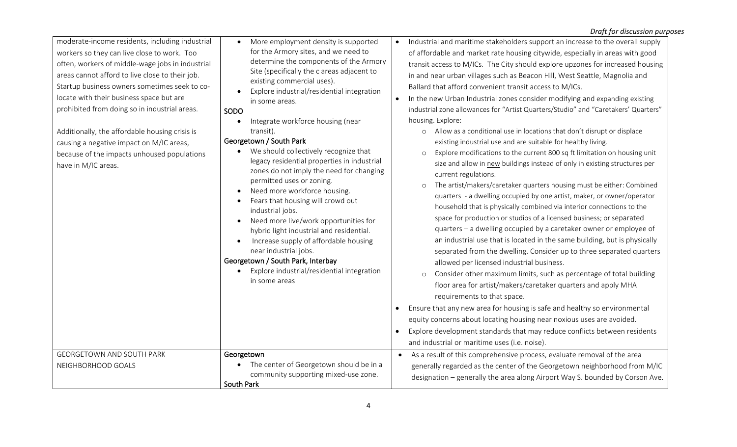| | | |
|---|---|---|
| moderate-income residents, including industrial workers so they can live close to work. Too often, workers of middle-wage jobs in industrial areas cannot afford to live close to their job. Startup business owners sometimes seek to co-locate with their business space but are prohibited from doing so in industrial areas.<br><br>Additionally, the affordable housing crisis is causing a negative impact on M/IC areas, because of the impacts unhoused populations have in M/IC areas. | • More employment density is supported for the Armory sites, and we need to determine the components of the Armory Site (specifically the c areas adjacent to existing commercial uses).<br>• Explore industrial/residential integration in some areas.<br>**SODO**<br>• Integrate workforce housing (near transit).<br>**Georgetown / South Park**<br>• We should collectively recognize that legacy residential properties in industrial zones do not imply the need for changing permitted uses or zoning.<br>• Need more workforce housing.<br>• Fears that housing will crowd out industrial jobs.<br>• Need more live/work opportunities for hybrid light industrial and residential.<br>• Increase supply of affordable housing near industrial jobs.<br>**Georgetown / South Park, Interbay**<br>• Explore industrial/residential integration in some areas | • Industrial and maritime stakeholders support an increase to the overall supply of affordable and market rate housing citywide, especially in areas with good transit access to M/ICs. The City should explore upzones for increased housing in and near urban villages such as Beacon Hill, West Seattle, Magnolia and Ballard that afford convenient transit access to M/ICs.<br>• In the new Urban Industrial zones consider modifying and expanding existing industrial zone allowances for "Artist Quarters/Studio" and "Caretakers' Quarters" housing. Explore:<br>&nbsp;&nbsp;o Allow as a conditional use in locations that don't disrupt or displace existing industrial use and are suitable for healthy living.<br>&nbsp;&nbsp;o Explore modifications to the current 800 sq ft limitation on housing unit size and allow in new buildings instead of only in existing structures per current regulations.<br>&nbsp;&nbsp;o The artist/makers/caretaker quarters housing must be either: Combined quarters - a dwelling occupied by one artist, maker, or owner/operator household that is physically combined via interior connections to the space for production or studios of a licensed business; or separated quarters – a dwelling occupied by a caretaker owner or employee of an industrial use that is located in the same building, but is physically separated from the dwelling. Consider up to three separated quarters allowed per licensed industrial business.<br>&nbsp;&nbsp;o Consider other maximum limits, such as percentage of total building floor area for artist/makers/caretaker quarters and apply MHA requirements to that space.<br>• Ensure that any new area for housing is safe and healthy so environmental equity concerns about locating housing near noxious uses are avoided.<br>• Explore development standards that may reduce conflicts between residents and industrial or maritime uses (i.e. noise). |
| GEORGETOWN AND SOUTH PARK NEIGHBORHOOD GOALS | **Georgetown**<br>• The center of Georgetown should be in a community supporting mixed-use zone.<br>**South Park** | • As a result of this comprehensive process, evaluate removal of the area generally regarded as the center of the Georgetown neighborhood from M/IC designation – generally the area along Airport Way S. bounded by Corson Ave. |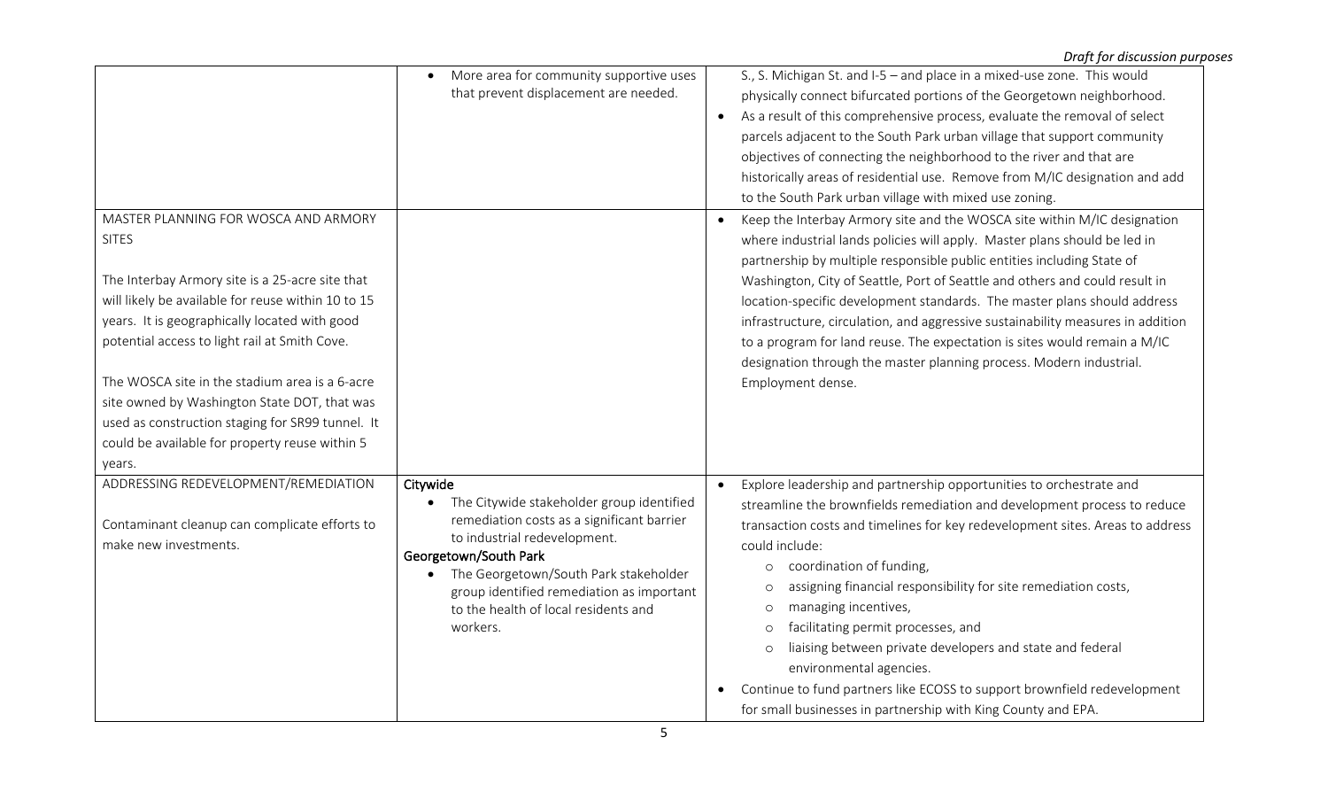| | | |
|---|---|---|
| | • More area for community supportive uses that prevent displacement are needed. | S., S. Michigan St. and I-5 – and place in a mixed-use zone. This would physically connect bifurcated portions of the Georgetown neighborhood.<br>• As a result of this comprehensive process, evaluate the removal of select parcels adjacent to the South Park urban village that support community objectives of connecting the neighborhood to the river and that are historically areas of residential use. Remove from M/IC designation and add to the South Park urban village with mixed use zoning. |
| MASTER PLANNING FOR WOSCA AND ARMORY SITES<br><br>The Interbay Armory site is a 25-acre site that will likely be available for reuse within 10 to 15 years. It is geographically located with good potential access to light rail at Smith Cove.<br><br>The WOSCA site in the stadium area is a 6-acre site owned by Washington State DOT, that was used as construction staging for SR99 tunnel. It could be available for property reuse within 5 years. | | • Keep the Interbay Armory site and the WOSCA site within M/IC designation where industrial lands policies will apply. Master plans should be led in partnership by multiple responsible public entities including State of Washington, City of Seattle, Port of Seattle and others and could result in location-specific development standards. The master plans should address infrastructure, circulation, and aggressive sustainability measures in addition to a program for land reuse. The expectation is sites would remain a M/IC designation through the master planning process. Modern industrial. Employment dense. |
| ADDRESSING REDEVELOPMENT/REMEDIATION<br><br>Contaminant cleanup can complicate efforts to make new investments. | **Citywide**<br>• The Citywide stakeholder group identified remediation costs as a significant barrier to industrial redevelopment.<br>**Georgetown/South Park**<br>• The Georgetown/South Park stakeholder group identified remediation as important to the health of local residents and workers. | • Explore leadership and partnership opportunities to orchestrate and streamline the brownfields remediation and development process to reduce transaction costs and timelines for key redevelopment sites. Areas to address could include:<br>  ○ coordination of funding,<br>  ○ assigning financial responsibility for site remediation costs,<br>  ○ managing incentives,<br>  ○ facilitating permit processes, and<br>  ○ liaising between private developers and state and federal environmental agencies.<br>• Continue to fund partners like ECOSS to support brownfield redevelopment for small businesses in partnership with King County and EPA. |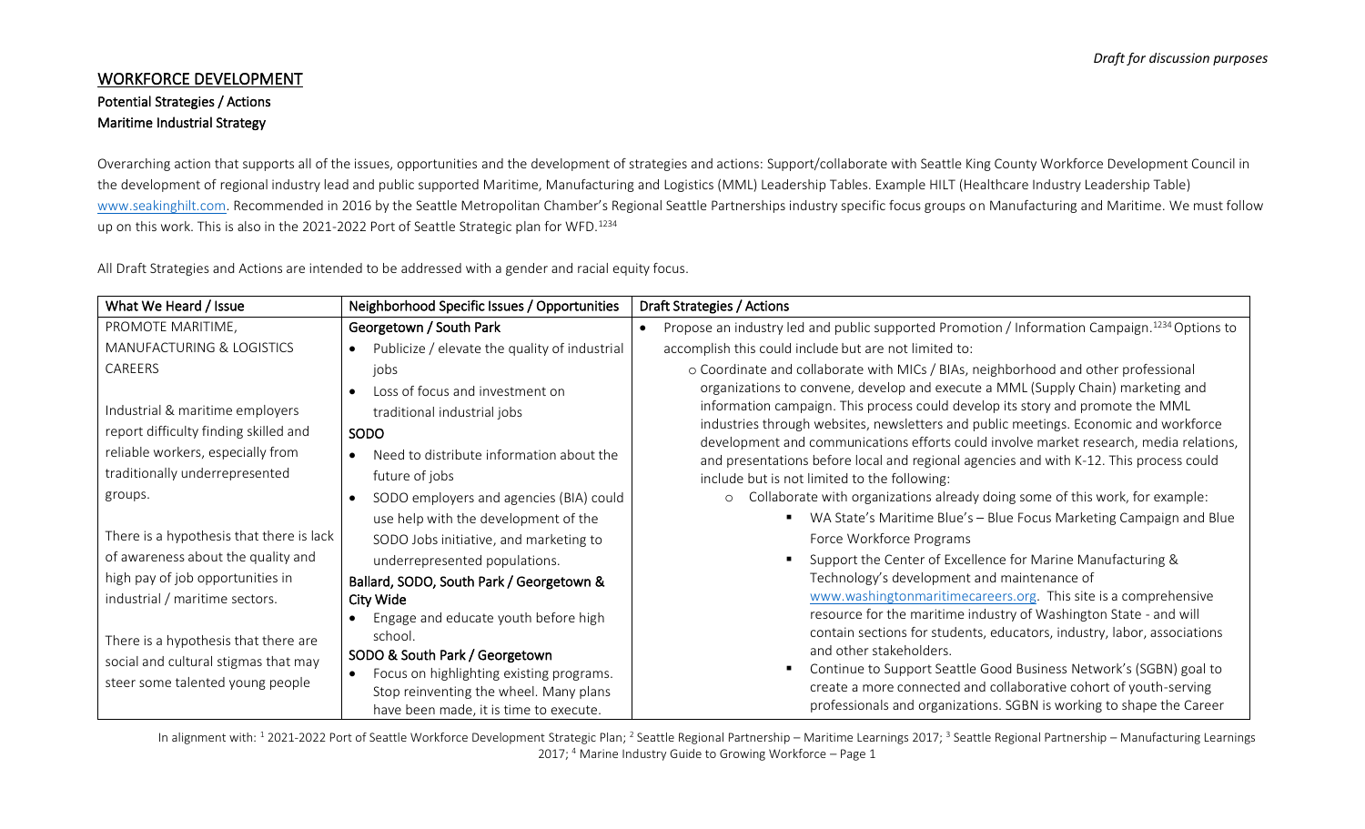*Draft for discussion purposes*

# WORKFORCE DEVELOPMENT

## Potential Strategies / Actions

### Maritime Industrial Strategy

Overarching action that supports all of the issues, opportunities and the development of strategies and actions: Support/collaborate with Seattle King County Workforce Development Council in the development of regional industry lead and public supported Maritime, Manufacturing and Logistics (MML) Leadership Tables. Example HILT (Healthcare Industry Leadership Table) www.seakinghilt.com. Recommended in 2016 by the Seattle Metropolitan Chamber's Regional Seattle Partnerships industry specific focus groups on Manufacturing and Maritime. We must follow up on this work. This is also in the 2021-2022 Port of Seattle Strategic plan for WFD.[1234]

All Draft Strategies and Actions are intended to be addressed with a gender and racial equity focus.

| What We Heard / Issue | Neighborhood Specific Issues / Opportunities | Draft Strategies / Actions |
|---|---|---|
| PROMOTE MARITIME, MANUFACTURING & LOGISTICS CAREERS<br><br>Industrial & maritime employers report difficulty finding skilled and reliable workers, especially from traditionally underrepresented groups.<br><br>There is a hypothesis that there is lack of awareness about the quality and high pay of job opportunities in industrial / maritime sectors.<br><br>There is a hypothesis that there are social and cultural stigmas that may steer some talented young people | **Georgetown / South Park**<br>• Publicize / elevate the quality of industrial jobs<br>• Loss of focus and investment on traditional industrial jobs<br>**SODO**<br>• Need to distribute information about the future of jobs<br>• SODO employers and agencies (BIA) could use help with the development of the SODO Jobs initiative, and marketing to underrepresented populations.<br>**Ballard, SODO, South Park / Georgetown & City Wide**<br>• Engage and educate youth before high school.<br>**SODO & South Park / Georgetown**<br>• Focus on highlighting existing programs. Stop reinventing the wheel. Many plans have been made, it is time to execute. | • Propose an industry led and public supported Promotion / Information Campaign.[1234] Options to accomplish this could include but are not limited to:<br>o Coordinate and collaborate with MICs / BIAs, neighborhood and other professional organizations to convene, develop and execute a MML (Supply Chain) marketing and information campaign. This process could develop its story and promote the MML industries through websites, newsletters and public meetings. Economic and workforce development and communications efforts could involve market research, media relations, and presentations before local and regional agencies and with K-12. This process could include but is not limited to the following:<br>o Collaborate with organizations already doing some of this work, for example:<br>▪ WA State's Maritime Blue's – Blue Focus Marketing Campaign and Blue Force Workforce Programs<br>▪ Support the Center of Excellence for Marine Manufacturing & Technology's development and maintenance of www.washingtonmaritimecareers.org. This site is a comprehensive resource for the maritime industry of Washington State - and will contain sections for students, educators, industry, labor, associations and other stakeholders.<br>▪ Continue to Support Seattle Good Business Network's (SGBN) goal to create a more connected and collaborative cohort of youth-serving professionals and organizations. SGBN is working to shape the Career |

In alignment with: [1] 2021-2022 Port of Seattle Workforce Development Strategic Plan; [2] Seattle Regional Partnership – Maritime Learnings 2017; [3] Seattle Regional Partnership – Manufacturing Learnings 2017; [4] Marine Industry Guide to Growing Workforce – Page 1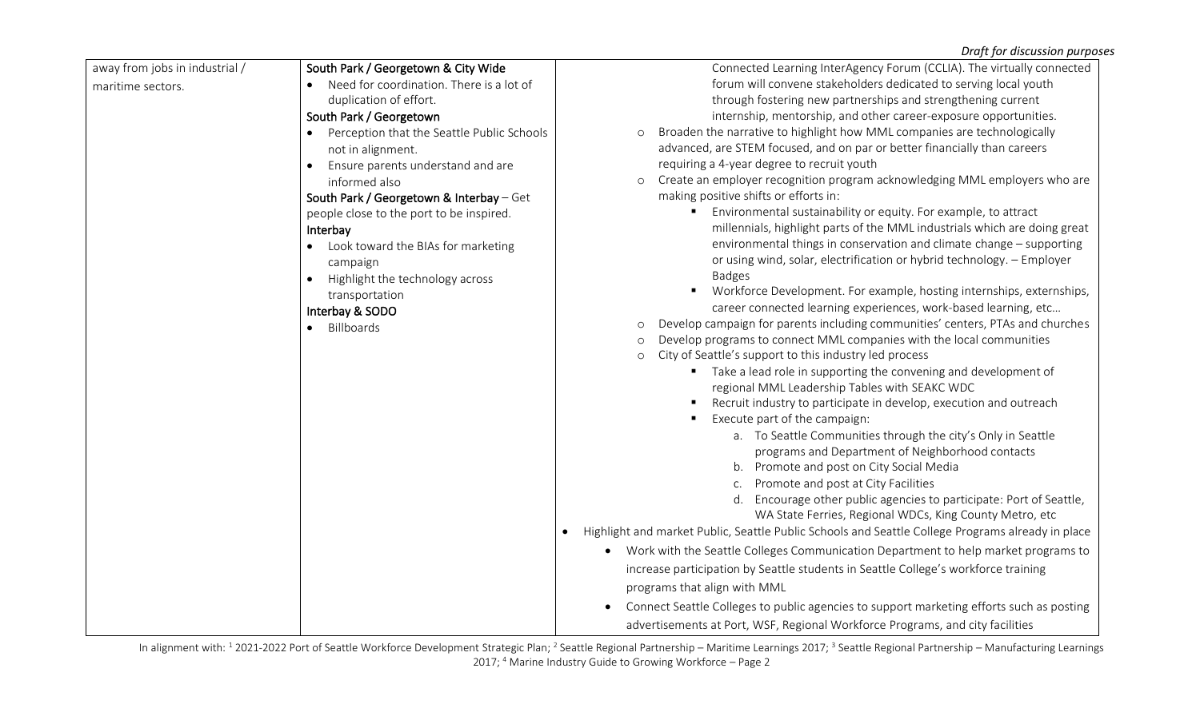| away from jobs in industrial / maritime sectors. | **South Park / Georgetown & City Wide**<br>• Need for coordination. There is a lot of duplication of effort.<br>**South Park / Georgetown**<br>• Perception that the Seattle Public Schools not in alignment.<br>• Ensure parents understand and are informed also<br>**South Park / Georgetown & Interbay** – Get people close to the port to be inspired.<br>**Interbay**<br>• Look toward the BIAs for marketing campaign<br>• Highlight the technology across transportation<br>**Interbay & SODO**<br>• Billboards | Connected Learning InterAgency Forum (CCLIA). The virtually connected forum will convene stakeholders dedicated to serving local youth through fostering new partnerships and strengthening current internship, mentorship, and other career-exposure opportunities.<br>o Broaden the narrative to highlight how MML companies are technologically advanced, are STEM focused, and on par or better financially than careers requiring a 4-year degree to recruit youth<br>o Create an employer recognition program acknowledging MML employers who are making positive shifts or efforts in:<br>▪ Environmental sustainability or equity. For example, to attract millennials, highlight parts of the MML industrials which are doing great environmental things in conservation and climate change – supporting or using wind, solar, electrification or hybrid technology. – Employer Badges<br>▪ Workforce Development. For example, hosting internships, externships, career connected learning experiences, work-based learning, etc…<br>o Develop campaign for parents including communities' centers, PTAs and churches<br>o Develop programs to connect MML companies with the local communities<br>o City of Seattle's support to this industry led process<br>▪ Take a lead role in supporting the convening and development of regional MML Leadership Tables with SEAKC WDC<br>▪ Recruit industry to participate in develop, execution and outreach<br>▪ Execute part of the campaign:<br>a. To Seattle Communities through the city's Only in Seattle programs and Department of Neighborhood contacts<br>b. Promote and post on City Social Media<br>c. Promote and post at City Facilities<br>d. Encourage other public agencies to participate: Port of Seattle, WA State Ferries, Regional WDCs, King County Metro, etc<br>• Highlight and market Public, Seattle Public Schools and Seattle College Programs already in place<br>• Work with the Seattle Colleges Communication Department to help market programs to increase participation by Seattle students in Seattle College's workforce training programs that align with MML<br>• Connect Seattle Colleges to public agencies to support marketing efforts such as posting advertisements at Port, WSF, Regional Workforce Programs, and city facilities |
|---|---|---|

In alignment with: [1] 2021-2022 Port of Seattle Workforce Development Strategic Plan; [2] Seattle Regional Partnership – Maritime Learnings 2017; [3] Seattle Regional Partnership – Manufacturing Learnings 2017; [4] Marine Industry Guide to Growing Workforce – Page 2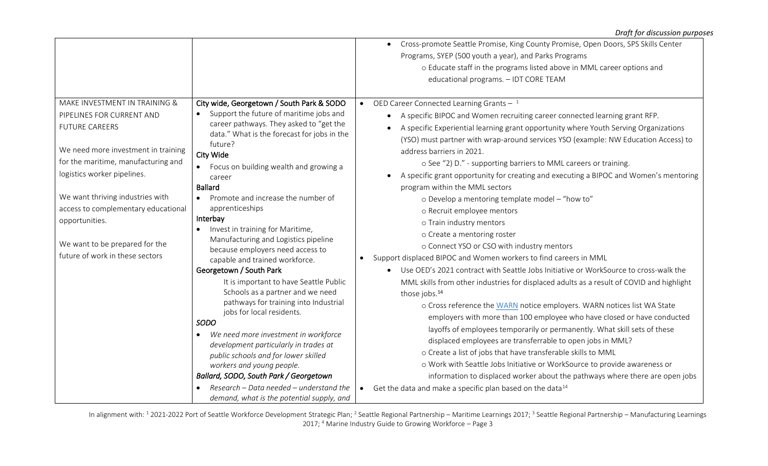| | | |
|---|---|---|
| | | • Cross-promote Seattle Promise, King County Promise, Open Doors, SPS Skills Center Programs, SYEP (500 youth a year), and Parks Programs<br>o Educate staff in the programs listed above in MML career options and educational programs. – IDT CORE TEAM |
| MAKE INVESTMENT IN TRAINING & PIPELINES FOR CURRENT AND FUTURE CAREERS<br><br>We need more investment in training for the maritime, manufacturing and logistics worker pipelines.<br><br>We want thriving industries with access to complementary educational opportunities.<br><br>We want to be prepared for the future of work in these sectors | **City wide, Georgetown / South Park & SODO**<br>• Support the future of maritime jobs and career pathways. They asked to "get the data." What is the forecast for jobs in the future?<br>**City Wide**<br>• Focus on building wealth and growing a career<br>**Ballard**<br>• Promote and increase the number of apprenticeships<br>**Interbay**<br>• Invest in training for Maritime, Manufacturing and Logistics pipeline because employers need access to capable and trained workforce.<br>**Georgetown / South Park**<br>It is important to have Seattle Public Schools as a partner and we need pathways for training into Industrial jobs for local residents.<br>***SODO***<br>• *We need more investment in workforce development particularly in trades at public schools and for lower skilled workers and young people.*<br>***Ballard, SODO, South Park / Georgetown***<br>• *Research – Data needed – understand the demand, what is the potential supply, and* | • OED Career Connected Learning Grants – [1]<br>• A specific BIPOC and Women recruiting career connected learning grant RFP.<br>• A specific Experiential learning grant opportunity where Youth Serving Organizations (YSO) must partner with wrap-around services YSO (example: NW Education Access) to address barriers in 2021.<br>o See "2) D." - supporting barriers to MML careers or training.<br>• A specific grant opportunity for creating and executing a BIPOC and Women's mentoring program within the MML sectors<br>o Develop a mentoring template model – "how to"<br>o Recruit employee mentors<br>o Train industry mentors<br>o Create a mentoring roster<br>o Connect YSO or CSO with industry mentors<br>• Support displaced BIPOC and Women workers to find careers in MML<br>• Use OED's 2021 contract with Seattle Jobs Initiative or WorkSource to cross-walk the MML skills from other industries for displaced adults as a result of COVID and highlight those jobs.[14]<br>o Cross reference the WARN notice employers. WARN notices list WA State employers with more than 100 employee who have closed or have conducted layoffs of employees temporarily or permanently. What skill sets of these displaced employees are transferrable to open jobs in MML?<br>o Create a list of jobs that have transferable skills to MML<br>o Work with Seattle Jobs Initiative or WorkSource to provide awareness or information to displaced worker about the pathways where there are open jobs<br>• Get the data and make a specific plan based on the data[14] |

In alignment with: [1] 2021-2022 Port of Seattle Workforce Development Strategic Plan; [2] Seattle Regional Partnership – Maritime Learnings 2017; [3] Seattle Regional Partnership – Manufacturing Learnings 2017; [4] Marine Industry Guide to Growing Workforce – Page 3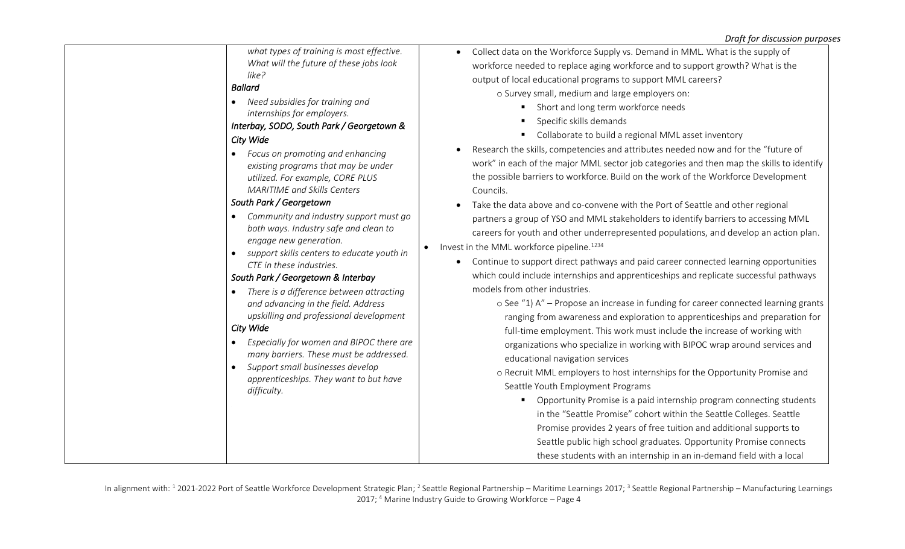|  | *what types of training is most effective. What will the future of these jobs look like?*<br>***Ballard***<br>• *Need subsidies for training and internships for employers.*<br>***Interbay, SODO, South Park / Georgetown & City Wide***<br>• *Focus on promoting and enhancing existing programs that may be under utilized. For example, CORE PLUS MARITIME and Skills Centers*<br>***South Park / Georgetown***<br>• *Community and industry support must go both ways. Industry safe and clean to engage new generation.*<br>• *support skills centers to educate youth in CTE in these industries.*<br>***South Park / Georgetown & Interbay***<br>• *There is a difference between attracting and advancing in the field. Address upskilling and professional development*<br>***City Wide***<br>• *Especially for women and BIPOC there are many barriers. These must be addressed.*<br>• *Support small businesses develop apprenticeships. They want to but have difficulty.* | • Collect data on the Workforce Supply vs. Demand in MML. What is the supply of workforce needed to replace aging workforce and to support growth? What is the output of local educational programs to support MML careers?<br>o Survey small, medium and large employers on:<br>▪ Short and long term workforce needs<br>▪ Specific skills demands<br>▪ Collaborate to build a regional MML asset inventory<br>• Research the skills, competencies and attributes needed now and for the "future of work" in each of the major MML sector job categories and then map the skills to identify the possible barriers to workforce. Build on the work of the Workforce Development Councils.<br>• Take the data above and co-convene with the Port of Seattle and other regional partners a group of YSO and MML stakeholders to identify barriers to accessing MML careers for youth and other underrepresented populations, and develop an action plan.<br>• Invest in the MML workforce pipeline.[1234]<br>• Continue to support direct pathways and paid career connected learning opportunities which could include internships and apprenticeships and replicate successful pathways models from other industries.<br>o See "1) A" – Propose an increase in funding for career connected learning grants ranging from awareness and exploration to apprenticeships and preparation for full-time employment. This work must include the increase of working with organizations who specialize in working with BIPOC wrap around services and educational navigation services<br>o Recruit MML employers to host internships for the Opportunity Promise and Seattle Youth Employment Programs<br>▪ Opportunity Promise is a paid internship program connecting students in the "Seattle Promise" cohort within the Seattle Colleges. Seattle Promise provides 2 years of free tuition and additional supports to Seattle public high school graduates. Opportunity Promise connects these students with an internship in an in-demand field with a local |

In alignment with: [1] 2021-2022 Port of Seattle Workforce Development Strategic Plan; [2] Seattle Regional Partnership – Maritime Learnings 2017; [3] Seattle Regional Partnership – Manufacturing Learnings 2017; [4] Marine Industry Guide to Growing Workforce – Page 4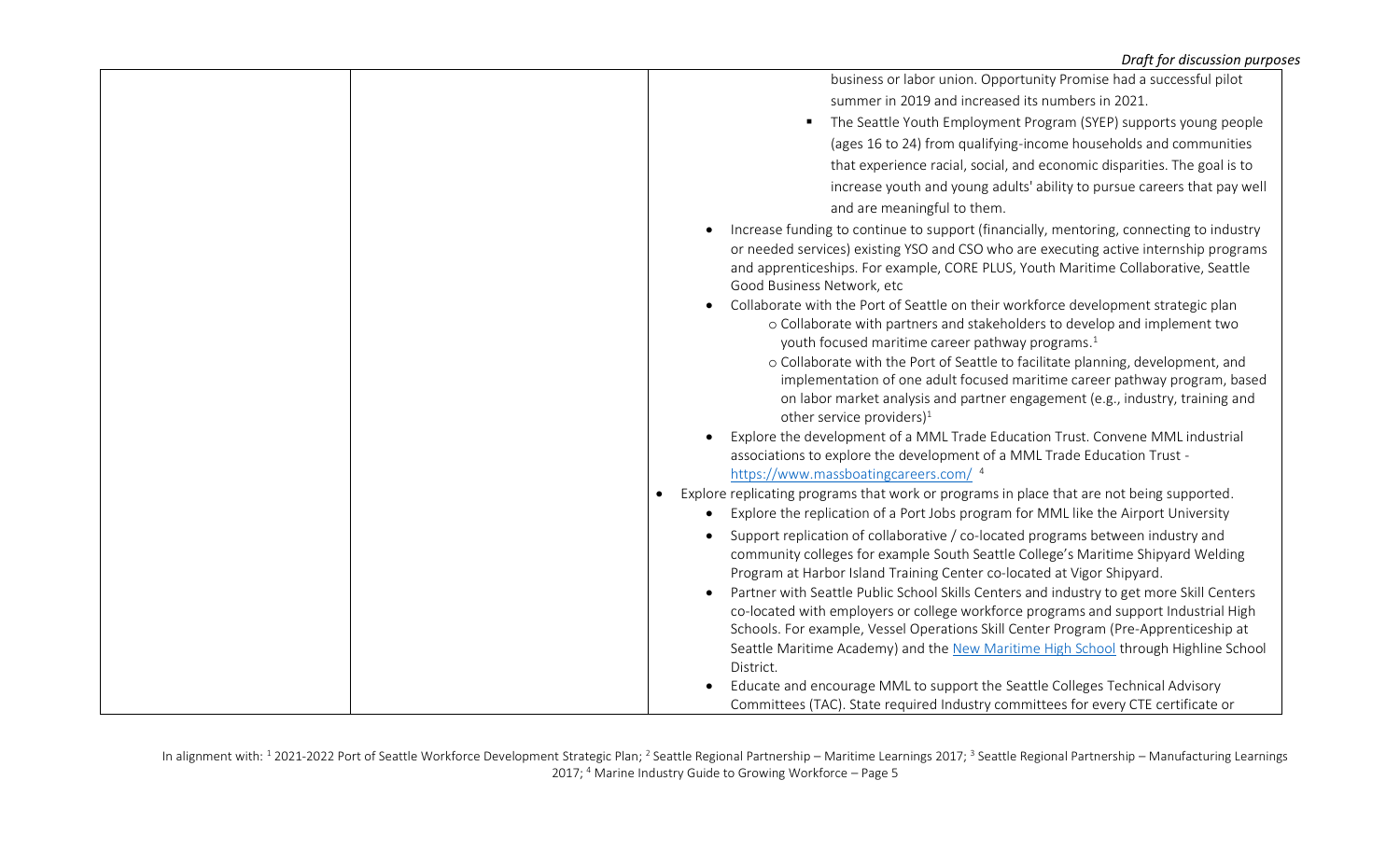| | | business or labor union. Opportunity Promise had a successful pilot summer in 2019 and increased its numbers in 2021.<br>▪ The Seattle Youth Employment Program (SYEP) supports young people (ages 16 to 24) from qualifying-income households and communities that experience racial, social, and economic disparities. The goal is to increase youth and young adults' ability to pursue careers that pay well and are meaningful to them.<br>• Increase funding to continue to support (financially, mentoring, connecting to industry or needed services) existing YSO and CSO who are executing active internship programs and apprenticeships. For example, CORE PLUS, Youth Maritime Collaborative, Seattle Good Business Network, etc<br>• Collaborate with the Port of Seattle on their workforce development strategic plan<br>o Collaborate with partners and stakeholders to develop and implement two youth focused maritime career pathway programs.[1]<br>o Collaborate with the Port of Seattle to facilitate planning, development, and implementation of one adult focused maritime career pathway program, based on labor market analysis and partner engagement (e.g., industry, training and other service providers)[1]<br>• Explore the development of a MML Trade Education Trust. Convene MML industrial associations to explore the development of a MML Trade Education Trust - https://www.massboatingcareers.com/ [4]<br>• Explore replicating programs that work or programs in place that are not being supported.<br>• Explore the replication of a Port Jobs program for MML like the Airport University<br>• Support replication of collaborative / co-located programs between industry and community colleges for example South Seattle College's Maritime Shipyard Welding Program at Harbor Island Training Center co-located at Vigor Shipyard.<br>• Partner with Seattle Public School Skills Centers and industry to get more Skill Centers co-located with employers or college workforce programs and support Industrial High Schools. For example, Vessel Operations Skill Center Program (Pre-Apprenticeship at Seattle Maritime Academy) and the New Maritime High School through Highline School District.<br>• Educate and encourage MML to support the Seattle Colleges Technical Advisory Committees (TAC). State required Industry committees for every CTE certificate or |

In alignment with: [1] 2021-2022 Port of Seattle Workforce Development Strategic Plan; [2] Seattle Regional Partnership – Maritime Learnings 2017; [3] Seattle Regional Partnership – Manufacturing Learnings 2017; [4] Marine Industry Guide to Growing Workforce – Page 5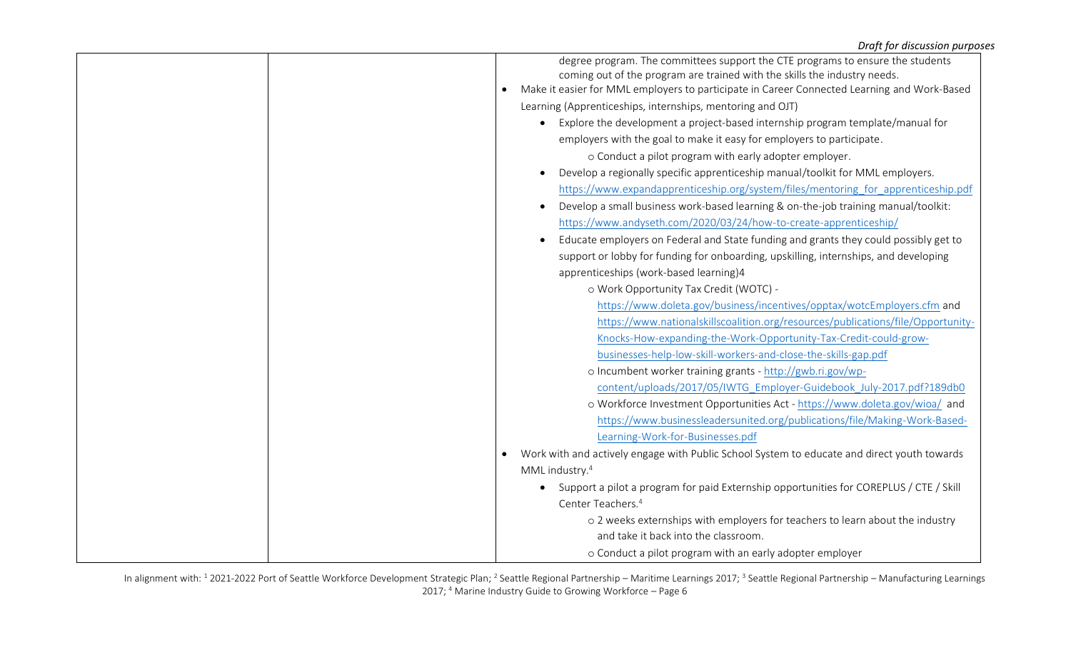| | | degree program. The committees support the CTE programs to ensure the students coming out of the program are trained with the skills the industry needs.<br>• Make it easier for MML employers to participate in Career Connected Learning and Work-Based Learning (Apprenticeships, internships, mentoring and OJT)<br>&nbsp;&nbsp;• Explore the development a project-based internship program template/manual for employers with the goal to make it easy for employers to participate.<br>&nbsp;&nbsp;&nbsp;&nbsp;o Conduct a pilot program with early adopter employer.<br>&nbsp;&nbsp;• Develop a regionally specific apprenticeship manual/toolkit for MML employers. https://www.expandapprenticeship.org/system/files/mentoring_for_apprenticeship.pdf<br>&nbsp;&nbsp;• Develop a small business work-based learning & on-the-job training manual/toolkit: https://www.andyseth.com/2020/03/24/how-to-create-apprenticeship/<br>&nbsp;&nbsp;• Educate employers on Federal and State funding and grants they could possibly get to support or lobby for funding for onboarding, upskilling, internships, and developing apprenticeships (work-based learning)4<br>&nbsp;&nbsp;&nbsp;&nbsp;o Work Opportunity Tax Credit (WOTC) - https://www.doleta.gov/business/incentives/opptax/wotcEmployers.cfm and https://www.nationalskillscoalition.org/resources/publications/file/Opportunity-Knocks-How-expanding-the-Work-Opportunity-Tax-Credit-could-grow-businesses-help-low-skill-workers-and-close-the-skills-gap.pdf<br>&nbsp;&nbsp;&nbsp;&nbsp;o Incumbent worker training grants - http://gwb.ri.gov/wp-content/uploads/2017/05/IWTG_Employer-Guidebook_July-2017.pdf?189db0<br>&nbsp;&nbsp;&nbsp;&nbsp;o Workforce Investment Opportunities Act - https://www.doleta.gov/wioa/ and https://www.businessleadersunited.org/publications/file/Making-Work-Based-Learning-Work-for-Businesses.pdf<br>• Work with and actively engage with Public School System to educate and direct youth towards MML industry.[4]<br>&nbsp;&nbsp;• Support a pilot a program for paid Externship opportunities for COREPLUS / CTE / Skill Center Teachers.[4]<br>&nbsp;&nbsp;&nbsp;&nbsp;o 2 weeks externships with employers for teachers to learn about the industry and take it back into the classroom.<br>&nbsp;&nbsp;&nbsp;&nbsp;o Conduct a pilot program with an early adopter employer |

In alignment with: [1] 2021-2022 Port of Seattle Workforce Development Strategic Plan; [2] Seattle Regional Partnership – Maritime Learnings 2017; [3] Seattle Regional Partnership – Manufacturing Learnings 2017; [4] Marine Industry Guide to Growing Workforce – Page 6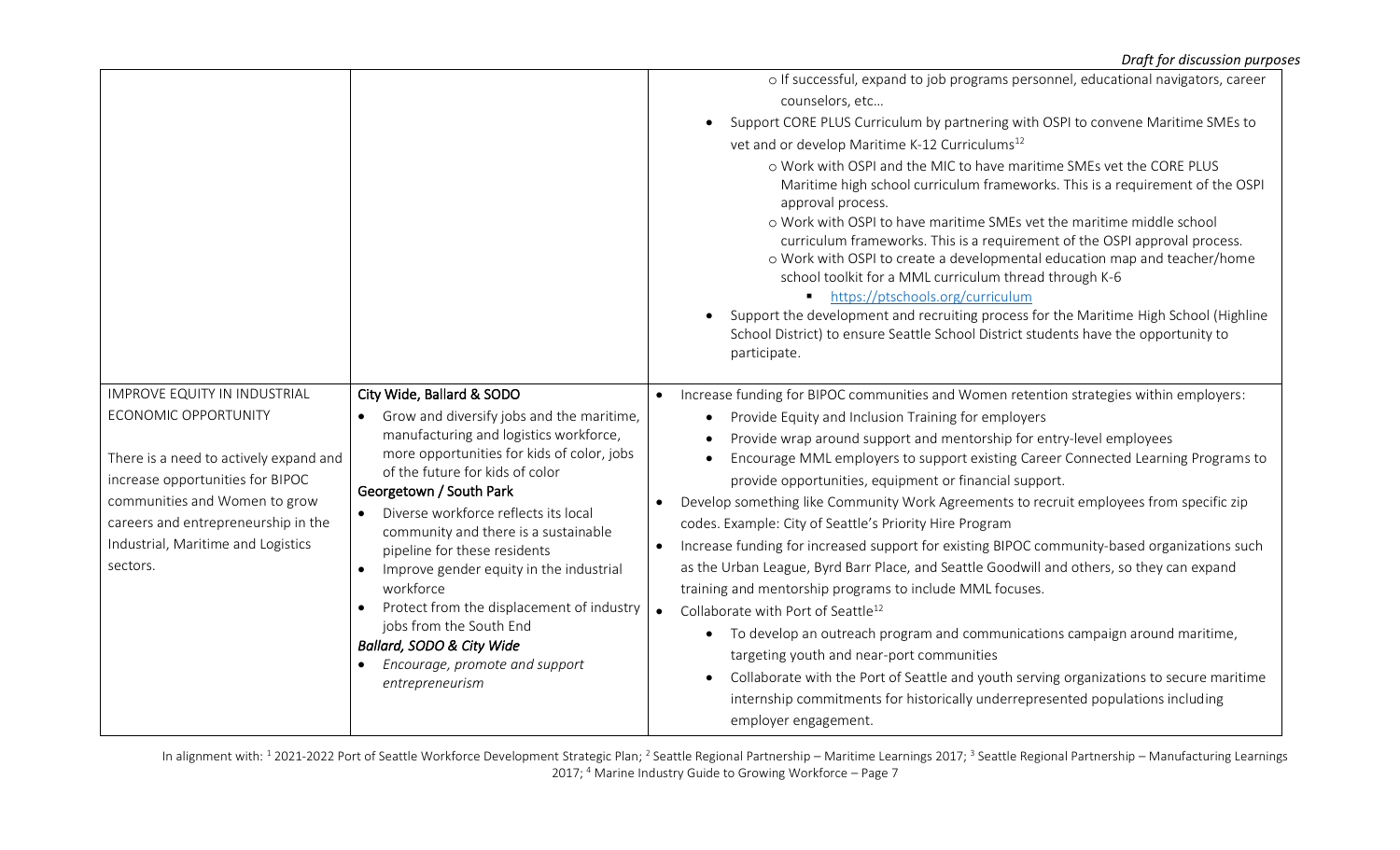| | | |
|---|---|---|
| | | o If successful, expand to job programs personnel, educational navigators, career counselors, etc…<br>• Support CORE PLUS Curriculum by partnering with OSPI to convene Maritime SMEs to vet and or develop Maritime K-12 Curriculums[12]<br>o Work with OSPI and the MIC to have maritime SMEs vet the CORE PLUS Maritime high school curriculum frameworks. This is a requirement of the OSPI approval process.<br>o Work with OSPI to have maritime SMEs vet the maritime middle school curriculum frameworks. This is a requirement of the OSPI approval process.<br>o Work with OSPI to create a developmental education map and teacher/home school toolkit for a MML curriculum thread through K-6<br>▪ https://ptschools.org/curriculum<br>• Support the development and recruiting process for the Maritime High School (Highline School District) to ensure Seattle School District students have the opportunity to participate. |
| IMPROVE EQUITY IN INDUSTRIAL ECONOMIC OPPORTUNITY<br><br>There is a need to actively expand and increase opportunities for BIPOC communities and Women to grow careers and entrepreneurship in the Industrial, Maritime and Logistics sectors. | <u>City Wide, Ballard & SODO</u><br>• Grow and diversify jobs and the maritime, manufacturing and logistics workforce, more opportunities for kids of color, jobs of the future for kids of color<br><u>Georgetown / South Park</u><br>• Diverse workforce reflects its local community and there is a sustainable pipeline for these residents<br>• Improve gender equity in the industrial workforce<br>• Protect from the displacement of industry jobs from the South End<br>***Ballard, SODO & City Wide***<br>• *Encourage, promote and support entrepreneurism* | • Increase funding for BIPOC communities and Women retention strategies within employers:<br>• Provide Equity and Inclusion Training for employers<br>• Provide wrap around support and mentorship for entry-level employees<br>• Encourage MML employers to support existing Career Connected Learning Programs to provide opportunities, equipment or financial support.<br>• Develop something like Community Work Agreements to recruit employees from specific zip codes. Example: City of Seattle's Priority Hire Program<br>• Increase funding for increased support for existing BIPOC community-based organizations such as the Urban League, Byrd Barr Place, and Seattle Goodwill and others, so they can expand training and mentorship programs to include MML focuses.<br>• Collaborate with Port of Seattle[12]<br>• To develop an outreach program and communications campaign around maritime, targeting youth and near-port communities<br>• Collaborate with the Port of Seattle and youth serving organizations to secure maritime internship commitments for historically underrepresented populations including employer engagement. |

In alignment with: [1] 2021-2022 Port of Seattle Workforce Development Strategic Plan; [2] Seattle Regional Partnership – Maritime Learnings 2017; [3] Seattle Regional Partnership – Manufacturing Learnings 2017; [4] Marine Industry Guide to Growing Workforce – Page 7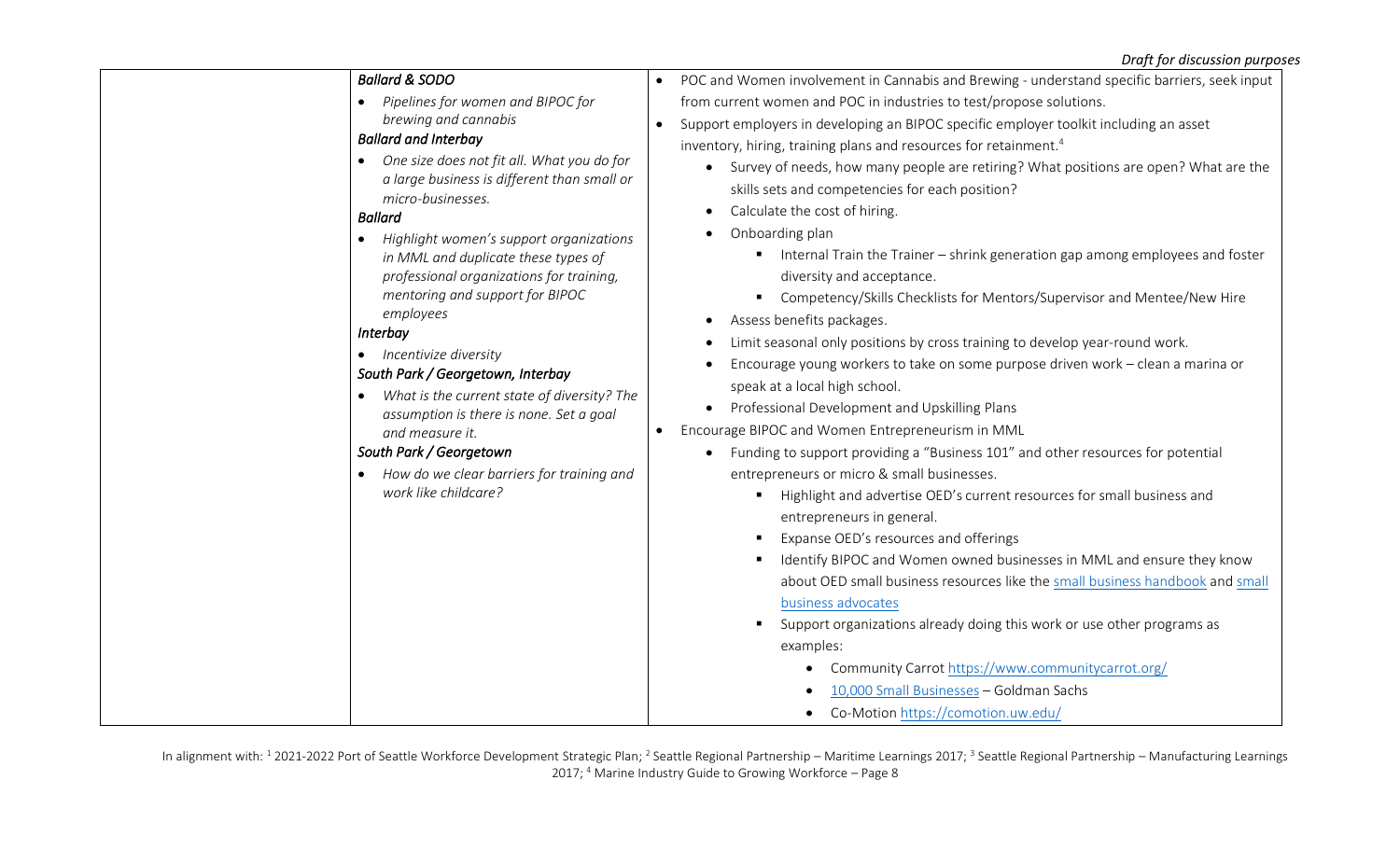| | | |
|---|---|---|
| | ***Ballard & SODO***<br>• *Pipelines for women and BIPOC for brewing and cannabis*<br>***Ballard and Interbay***<br>• *One size does not fit all. What you do for a large business is different than small or micro-businesses.*<br>***Ballard***<br>• *Highlight women's support organizations in MML and duplicate these types of professional organizations for training, mentoring and support for BIPOC employees*<br>***Interbay***<br>• *Incentivize diversity*<br>***South Park / Georgetown, Interbay***<br>• *What is the current state of diversity? The assumption is there is none. Set a goal and measure it.*<br>***South Park / Georgetown***<br>• *How do we clear barriers for training and work like childcare?* | • POC and Women involvement in Cannabis and Brewing - understand specific barriers, seek input from current women and POC in industries to test/propose solutions.<br>• Support employers in developing an BIPOC specific employer toolkit including an asset inventory, hiring, training plans and resources for retainment.[4]<br>&nbsp;&nbsp;&nbsp;&nbsp;• Survey of needs, how many people are retiring? What positions are open? What are the skills sets and competencies for each position?<br>&nbsp;&nbsp;&nbsp;&nbsp;• Calculate the cost of hiring.<br>&nbsp;&nbsp;&nbsp;&nbsp;• Onboarding plan<br>&nbsp;&nbsp;&nbsp;&nbsp;&nbsp;&nbsp;&nbsp;&nbsp;▪ Internal Train the Trainer – shrink generation gap among employees and foster diversity and acceptance.<br>&nbsp;&nbsp;&nbsp;&nbsp;&nbsp;&nbsp;&nbsp;&nbsp;▪ Competency/Skills Checklists for Mentors/Supervisor and Mentee/New Hire<br>&nbsp;&nbsp;&nbsp;&nbsp;• Assess benefits packages.<br>&nbsp;&nbsp;&nbsp;&nbsp;• Limit seasonal only positions by cross training to develop year-round work.<br>&nbsp;&nbsp;&nbsp;&nbsp;• Encourage young workers to take on some purpose driven work – clean a marina or speak at a local high school.<br>&nbsp;&nbsp;&nbsp;&nbsp;• Professional Development and Upskilling Plans<br>• Encourage BIPOC and Women Entrepreneurism in MML<br>&nbsp;&nbsp;&nbsp;&nbsp;• Funding to support providing a "Business 101" and other resources for potential entrepreneurs or micro & small businesses.<br>&nbsp;&nbsp;&nbsp;&nbsp;&nbsp;&nbsp;&nbsp;&nbsp;▪ Highlight and advertise OED's current resources for small business and entrepreneurs in general.<br>&nbsp;&nbsp;&nbsp;&nbsp;&nbsp;&nbsp;&nbsp;&nbsp;▪ Expanse OED's resources and offerings<br>&nbsp;&nbsp;&nbsp;&nbsp;&nbsp;&nbsp;&nbsp;&nbsp;▪ Identify BIPOC and Women owned businesses in MML and ensure they know about OED small business resources like the small business handbook and small business advocates<br>&nbsp;&nbsp;&nbsp;&nbsp;&nbsp;&nbsp;&nbsp;&nbsp;▪ Support organizations already doing this work or use other programs as examples:<br>&nbsp;&nbsp;&nbsp;&nbsp;&nbsp;&nbsp;&nbsp;&nbsp;&nbsp;&nbsp;&nbsp;&nbsp;• Community Carrot https://www.communitycarrot.org/<br>&nbsp;&nbsp;&nbsp;&nbsp;&nbsp;&nbsp;&nbsp;&nbsp;&nbsp;&nbsp;&nbsp;&nbsp;• 10,000 Small Businesses – Goldman Sachs<br>&nbsp;&nbsp;&nbsp;&nbsp;&nbsp;&nbsp;&nbsp;&nbsp;&nbsp;&nbsp;&nbsp;&nbsp;• Co-Motion https://comotion.uw.edu/ |

In alignment with: [1] 2021-2022 Port of Seattle Workforce Development Strategic Plan; [2] Seattle Regional Partnership – Maritime Learnings 2017; [3] Seattle Regional Partnership – Manufacturing Learnings 2017; [4] Marine Industry Guide to Growing Workforce – Page 8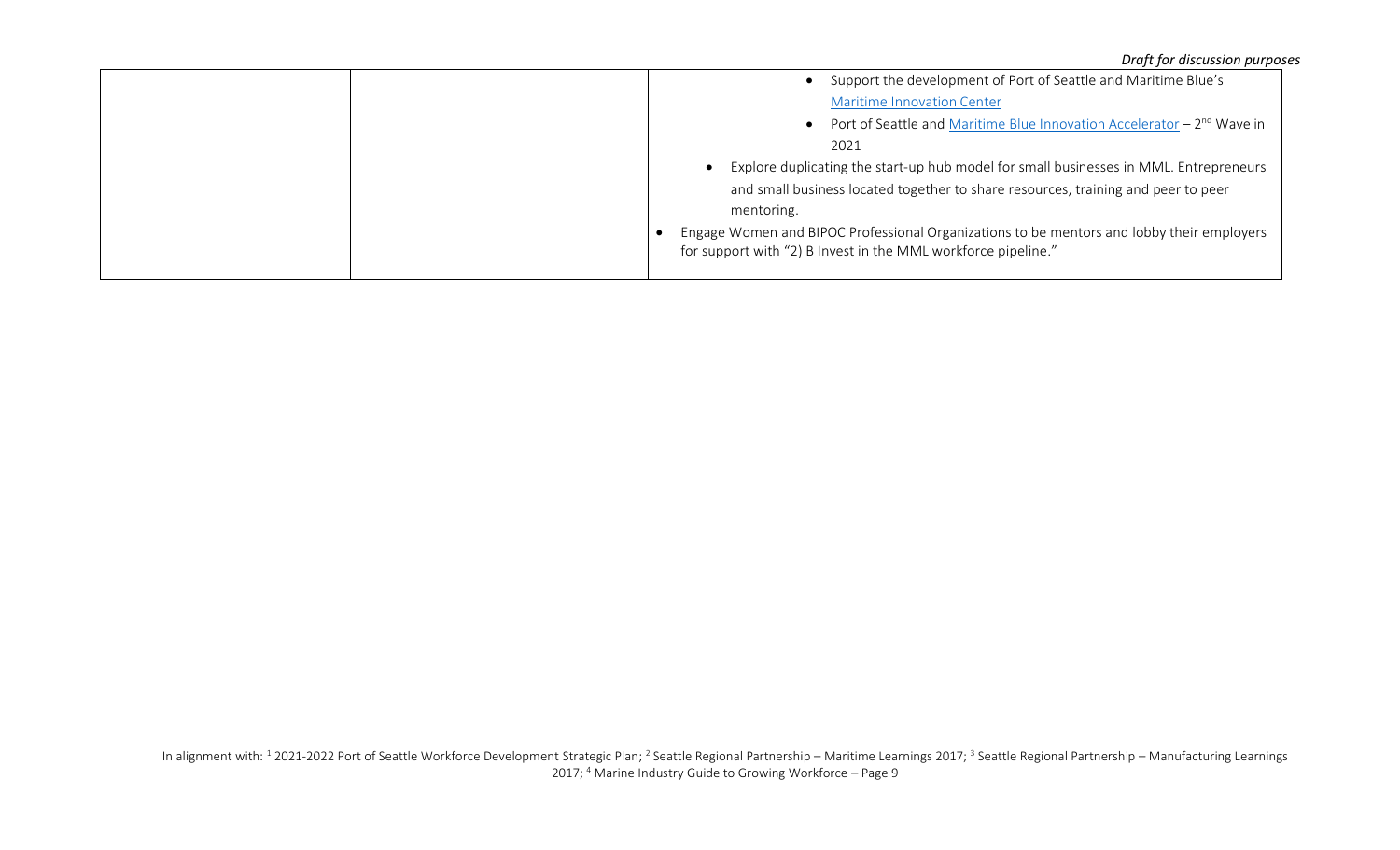| | | • Support the development of Port of Seattle and Maritime Blue's [Maritime Innovation Center](#)<br>• Port of Seattle and [Maritime Blue Innovation Accelerator](#) – 2nd Wave in 2021<br>• Explore duplicating the start-up hub model for small businesses in MML. Entrepreneurs and small business located together to share resources, training and peer to peer mentoring.<br>• Engage Women and BIPOC Professional Organizations to be mentors and lobby their employers for support with "2) B Invest in the MML workforce pipeline." |
|---|---|---|

In alignment with: [1] 2021-2022 Port of Seattle Workforce Development Strategic Plan; [2] Seattle Regional Partnership – Maritime Learnings 2017; [3] Seattle Regional Partnership – Manufacturing Learnings 2017; [4] Marine Industry Guide to Growing Workforce – Page 9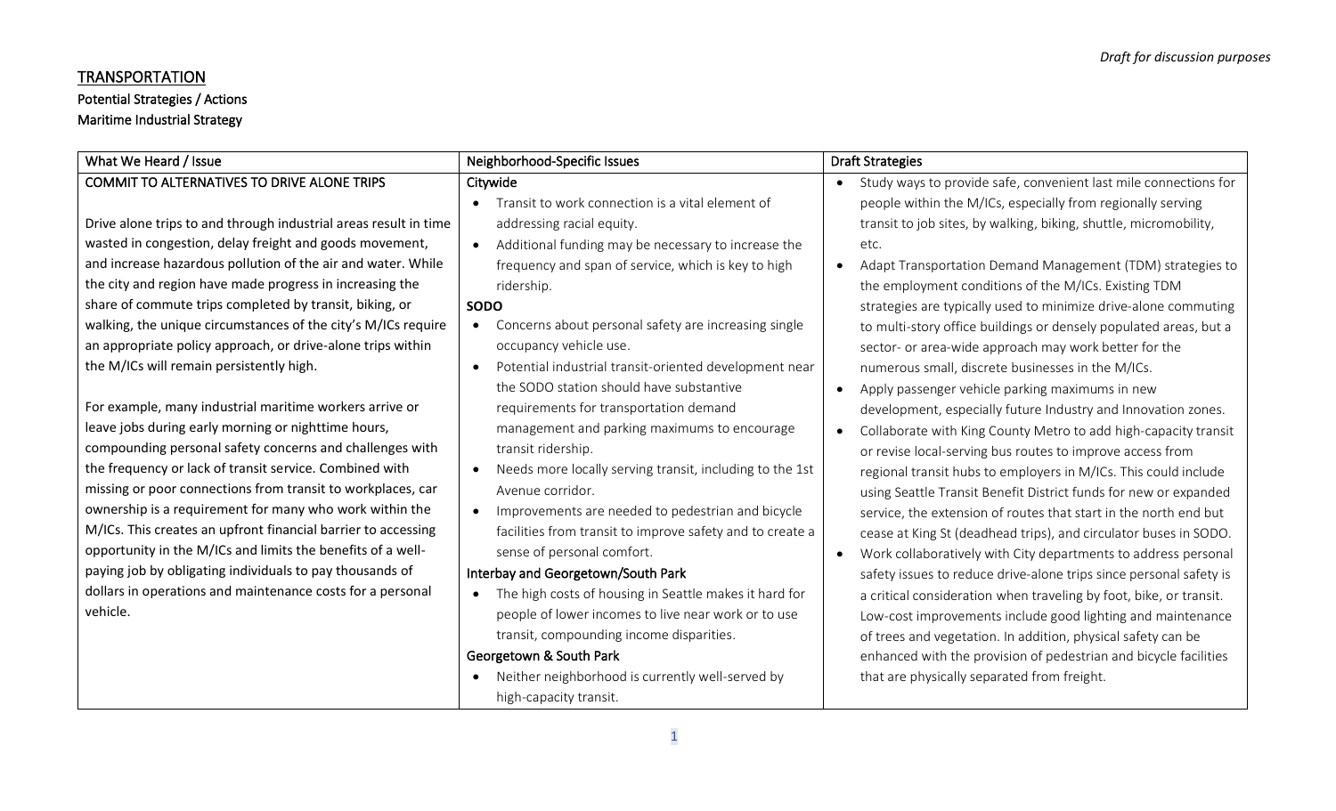*Draft for discussion purposes*

# TRANSPORTATION

## Potential Strategies / Actions

## Maritime Industrial Strategy

| What We Heard / Issue | Neighborhood-Specific Issues | Draft Strategies |
| --- | --- | --- |
| COMMIT TO ALTERNATIVES TO DRIVE ALONE TRIPS<br><br>Drive alone trips to and through industrial areas result in time wasted in congestion, delay freight and goods movement, and increase hazardous pollution of the air and water. While the city and region have made progress in increasing the share of commute trips completed by transit, biking, or walking, the unique circumstances of the city's M/ICs require an appropriate policy approach, or drive-alone trips within the M/ICs will remain persistently high.<br><br>For example, many industrial maritime workers arrive or leave jobs during early morning or nighttime hours, compounding personal safety concerns and challenges with the frequency or lack of transit service. Combined with missing or poor connections from transit to workplaces, car ownership is a requirement for many who work within the M/ICs. This creates an upfront financial barrier to accessing opportunity in the M/ICs and limits the benefits of a well-paying job by obligating individuals to pay thousands of dollars in operations and maintenance costs for a personal vehicle. | Citywide<br>• Transit to work connection is a vital element of addressing racial equity.<br>• Additional funding may be necessary to increase the frequency and span of service, which is key to high ridership.<br>**SODO**<br>• Concerns about personal safety are increasing single occupancy vehicle use.<br>• Potential industrial transit-oriented development near the SODO station should have substantive requirements for transportation demand management and parking maximums to encourage transit ridership.<br>• Needs more locally serving transit, including to the 1st Avenue corridor.<br>• Improvements are needed to pedestrian and bicycle facilities from transit to improve safety and to create a sense of personal comfort.<br>Interbay and Georgetown/South Park<br>• The high costs of housing in Seattle makes it hard for people of lower incomes to live near work or to use transit, compounding income disparities.<br>Georgetown & South Park<br>• Neither neighborhood is currently well-served by high-capacity transit. | • Study ways to provide safe, convenient last mile connections for people within the M/ICs, especially from regionally serving transit to job sites, by walking, biking, shuttle, micromobility, etc.<br>• Adapt Transportation Demand Management (TDM) strategies to the employment conditions of the M/ICs. Existing TDM strategies are typically used to minimize drive-alone commuting to multi-story office buildings or densely populated areas, but a sector- or area-wide approach may work better for the numerous small, discrete businesses in the M/ICs.<br>• Apply passenger vehicle parking maximums in new development, especially future Industry and Innovation zones.<br>• Collaborate with King County Metro to add high-capacity transit or revise local-serving bus routes to improve access from regional transit hubs to employers in M/ICs. This could include using Seattle Transit Benefit District funds for new or expanded service, the extension of routes that start in the north end but cease at King St (deadhead trips), and circulator buses in SODO.<br>• Work collaboratively with City departments to address personal safety issues to reduce drive-alone trips since personal safety is a critical consideration when traveling by foot, bike, or transit. Low-cost improvements include good lighting and maintenance of trees and vegetation. In addition, physical safety can be enhanced with the provision of pedestrian and bicycle facilities that are physically separated from freight. |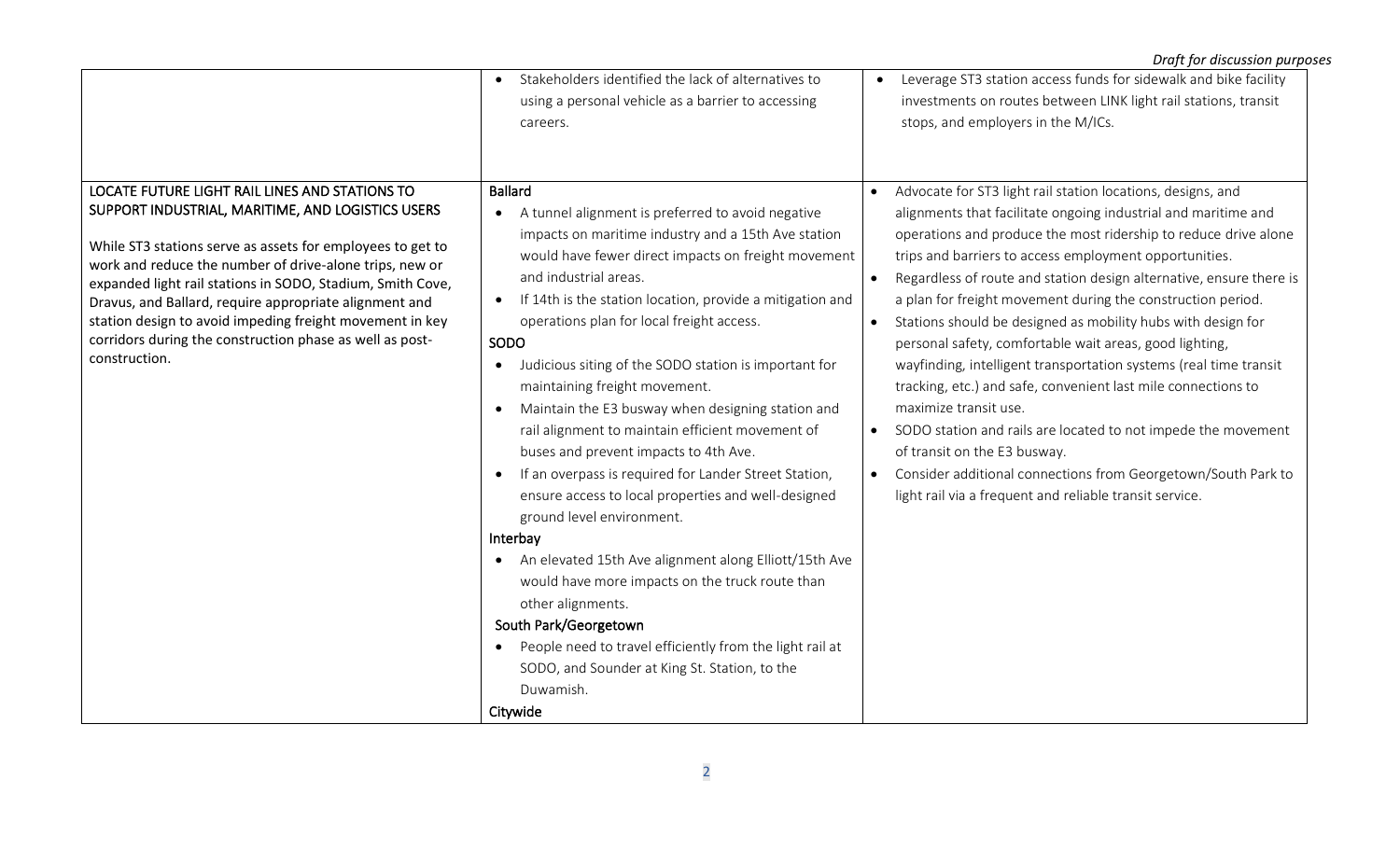*Draft for discussion purposes*

| | | |
|---|---|---|
| | • Stakeholders identified the lack of alternatives to using a personal vehicle as a barrier to accessing careers. | • Leverage ST3 station access funds for sidewalk and bike facility investments on routes between LINK light rail stations, transit stops, and employers in the M/ICs. |
| LOCATE FUTURE LIGHT RAIL LINES AND STATIONS TO SUPPORT INDUSTRIAL, MARITIME, AND LOGISTICS USERS<br><br>While ST3 stations serve as assets for employees to get to work and reduce the number of drive-alone trips, new or expanded light rail stations in SODO, Stadium, Smith Cove, Dravus, and Ballard, require appropriate alignment and station design to avoid impeding freight movement in key corridors during the construction phase as well as post-construction. | **Ballard**<br>• A tunnel alignment is preferred to avoid negative impacts on maritime industry and a 15th Ave station would have fewer direct impacts on freight movement and industrial areas.<br>• If 14th is the station location, provide a mitigation and operations plan for local freight access.<br>**SODO**<br>• Judicious siting of the SODO station is important for maintaining freight movement.<br>• Maintain the E3 busway when designing station and rail alignment to maintain efficient movement of buses and prevent impacts to 4th Ave.<br>• If an overpass is required for Lander Street Station, ensure access to local properties and well-designed ground level environment.<br>**Interbay**<br>• An elevated 15th Ave alignment along Elliott/15th Ave would have more impacts on the truck route than other alignments.<br>**South Park/Georgetown**<br>• People need to travel efficiently from the light rail at SODO, and Sounder at King St. Station, to the Duwamish.<br>**Citywide** | • Advocate for ST3 light rail station locations, designs, and alignments that facilitate ongoing industrial and maritime and operations and produce the most ridership to reduce drive alone trips and barriers to access employment opportunities.<br>• Regardless of route and station design alternative, ensure there is a plan for freight movement during the construction period.<br>• Stations should be designed as mobility hubs with design for personal safety, comfortable wait areas, good lighting, wayfinding, intelligent transportation systems (real time transit tracking, etc.) and safe, convenient last mile connections to maximize transit use.<br>• SODO station and rails are located to not impede the movement of transit on the E3 busway.<br>• Consider additional connections from Georgetown/South Park to light rail via a frequent and reliable transit service. |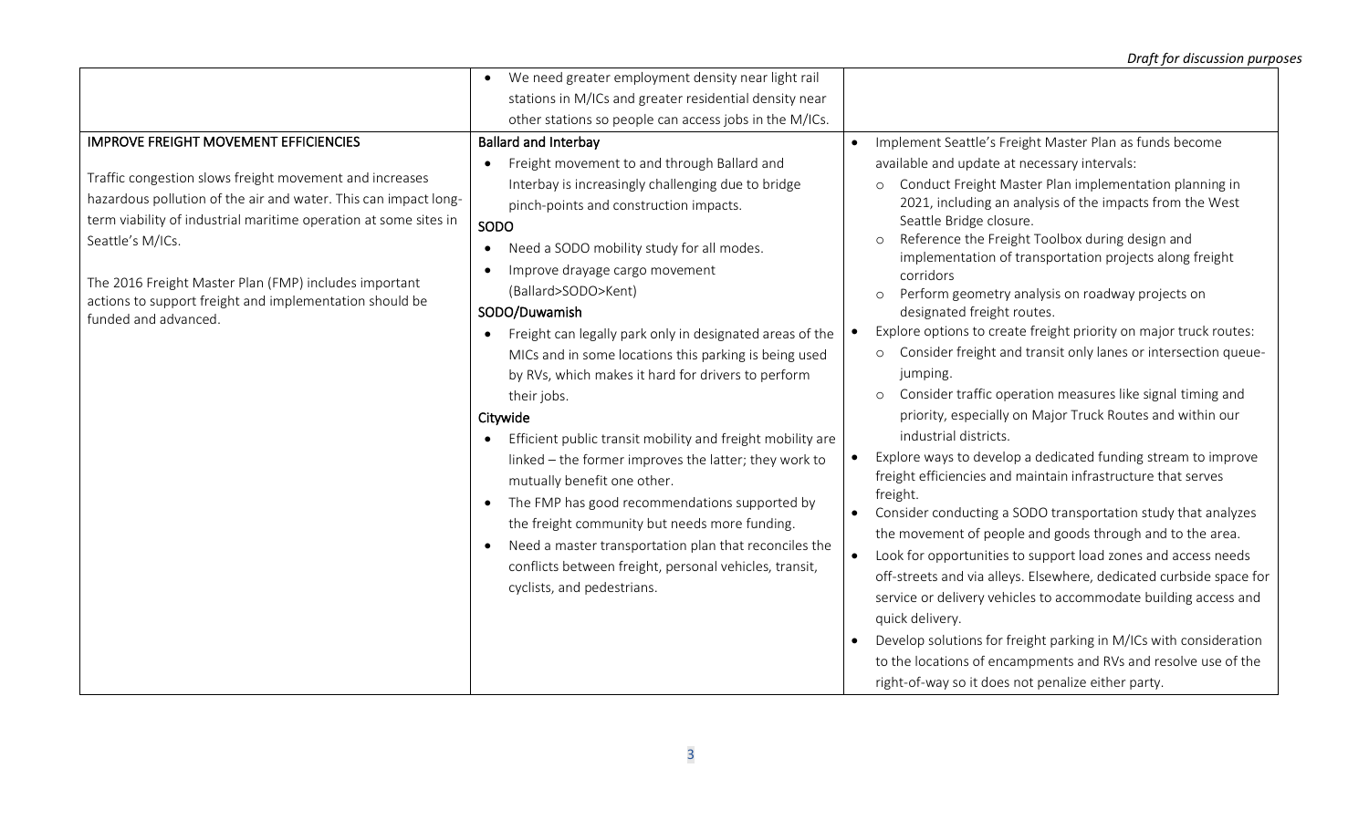*Draft for discussion purposes*

| | | |
|---|---|---|
| | • We need greater employment density near light rail stations in M/ICs and greater residential density near other stations so people can access jobs in the M/ICs. | |
| **IMPROVE FREIGHT MOVEMENT EFFICIENCIES**<br><br>Traffic congestion slows freight movement and increases hazardous pollution of the air and water. This can impact long-term viability of industrial maritime operation at some sites in Seattle's M/ICs.<br><br>The 2016 Freight Master Plan (FMP) includes important actions to support freight and implementation should be funded and advanced. | **Ballard and Interbay**<br>• Freight movement to and through Ballard and Interbay is increasingly challenging due to bridge pinch-points and construction impacts.<br>**SODO**<br>• Need a SODO mobility study for all modes.<br>• Improve drayage cargo movement (Ballard>SODO>Kent)<br>**SODO/Duwamish**<br>• Freight can legally park only in designated areas of the MICs and in some locations this parking is being used by RVs, which makes it hard for drivers to perform their jobs.<br>**Citywide**<br>• Efficient public transit mobility and freight mobility are linked – the former improves the latter; they work to mutually benefit one other.<br>• The FMP has good recommendations supported by the freight community but needs more funding.<br>• Need a master transportation plan that reconciles the conflicts between freight, personal vehicles, transit, cyclists, and pedestrians. | • Implement Seattle's Freight Master Plan as funds become available and update at necessary intervals:<br>  ○ Conduct Freight Master Plan implementation planning in 2021, including an analysis of the impacts from the West Seattle Bridge closure.<br>  ○ Reference the Freight Toolbox during design and implementation of transportation projects along freight corridors<br>  ○ Perform geometry analysis on roadway projects on designated freight routes.<br>• Explore options to create freight priority on major truck routes:<br>  ○ Consider freight and transit only lanes or intersection queue-jumping.<br>  ○ Consider traffic operation measures like signal timing and priority, especially on Major Truck Routes and within our industrial districts.<br>• Explore ways to develop a dedicated funding stream to improve freight efficiencies and maintain infrastructure that serves freight.<br>• Consider conducting a SODO transportation study that analyzes the movement of people and goods through and to the area.<br>• Look for opportunities to support load zones and access needs off-streets and via alleys. Elsewhere, dedicated curbside space for service or delivery vehicles to accommodate building access and quick delivery.<br>• Develop solutions for freight parking in M/ICs with consideration to the locations of encampments and RVs and resolve use of the right-of-way so it does not penalize either party. |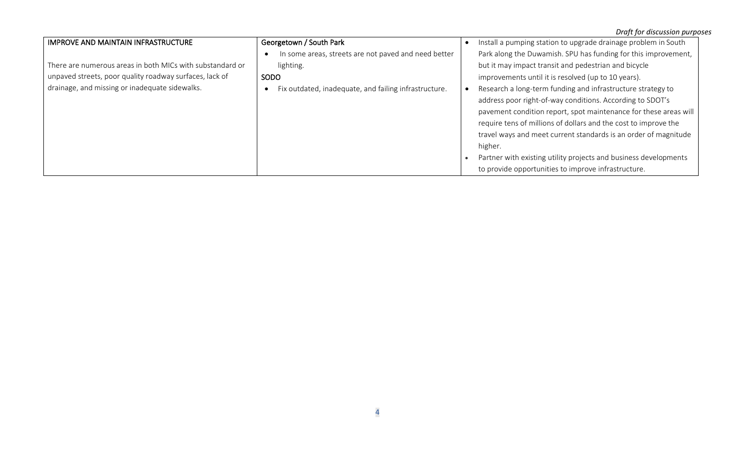*Draft for discussion purposes*

| IMPROVE AND MAINTAIN INFRASTRUCTURE<br><br>There are numerous areas in both MICs with substandard or unpaved streets, poor quality roadway surfaces, lack of drainage, and missing or inadequate sidewalks. | Georgetown / South Park<br>• In some areas, streets are not paved and need better lighting.<br>SODO<br>• Fix outdated, inadequate, and failing infrastructure. | • Install a pumping station to upgrade drainage problem in South Park along the Duwamish. SPU has funding for this improvement, but it may impact transit and pedestrian and bicycle improvements until it is resolved (up to 10 years).<br>• Research a long-term funding and infrastructure strategy to address poor right-of-way conditions. According to SDOT's pavement condition report, spot maintenance for these areas will require tens of millions of dollars and the cost to improve the travel ways and meet current standards is an order of magnitude higher.<br>• Partner with existing utility projects and business developments to provide opportunities to improve infrastructure. |
|---|---|---|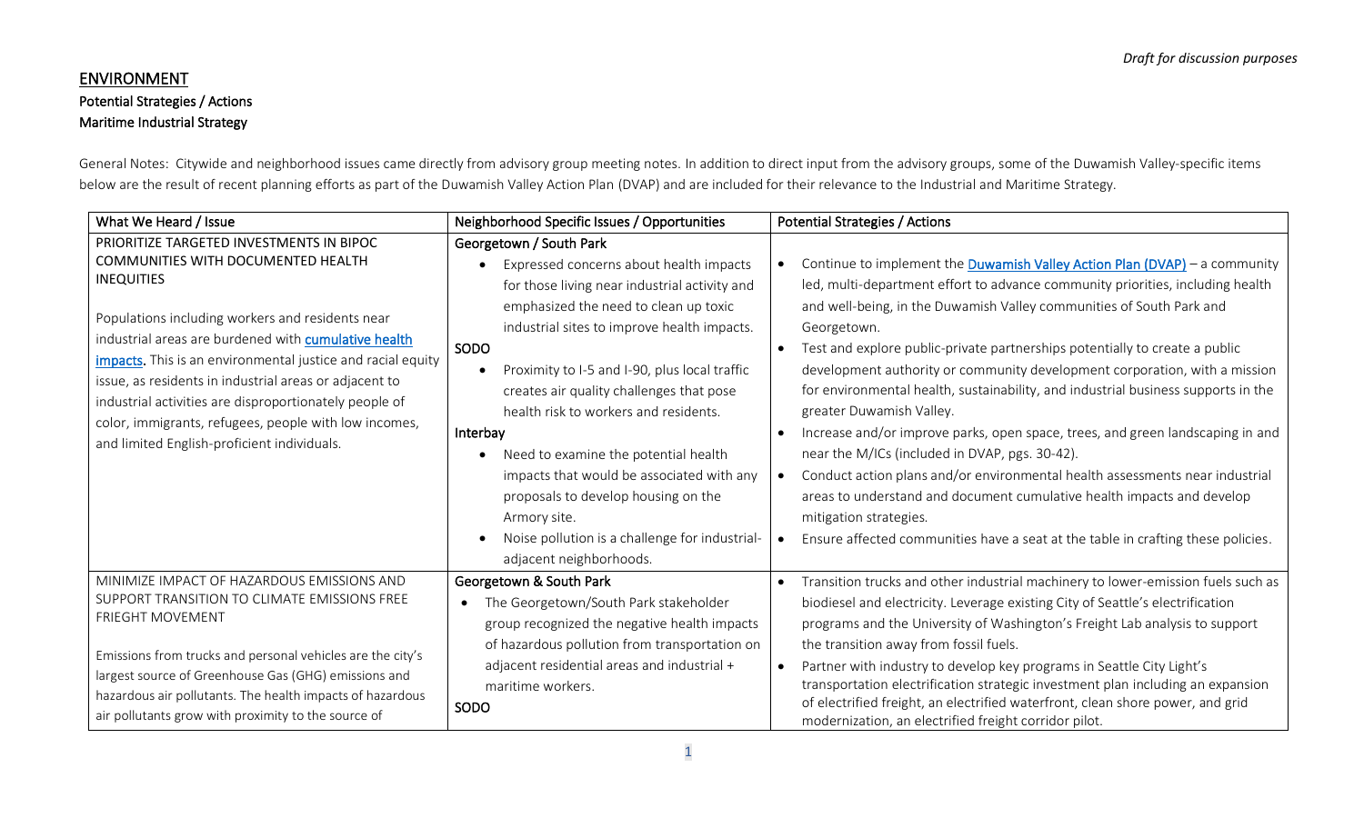*Draft for discussion purposes*

## ENVIRONMENT

### Potential Strategies / Actions

### Maritime Industrial Strategy

General Notes: Citywide and neighborhood issues came directly from advisory group meeting notes. In addition to direct input from the advisory groups, some of the Duwamish Valley-specific items below are the result of recent planning efforts as part of the Duwamish Valley Action Plan (DVAP) and are included for their relevance to the Industrial and Maritime Strategy.

| What We Heard / Issue | Neighborhood Specific Issues / Opportunities | Potential Strategies / Actions |
|---|---|---|
| PRIORITIZE TARGETED INVESTMENTS IN BIPOC COMMUNITIES WITH DOCUMENTED HEALTH INEQUITIES<br><br>Populations including workers and residents near industrial areas are burdened with cumulative health impacts. This is an environmental justice and racial equity issue, as residents in industrial areas or adjacent to industrial activities are disproportionately people of color, immigrants, refugees, people with low incomes, and limited English-proficient individuals. | **Georgetown / South Park**<br>• Expressed concerns about health impacts for those living near industrial activity and emphasized the need to clean up toxic industrial sites to improve health impacts.<br>**SODO**<br>• Proximity to I-5 and I-90, plus local traffic creates air quality challenges that pose health risk to workers and residents.<br>**Interbay**<br>• Need to examine the potential health impacts that would be associated with any proposals to develop housing on the Armory site.<br>• Noise pollution is a challenge for industrial-adjacent neighborhoods. | • Continue to implement the Duwamish Valley Action Plan (DVAP) – a community led, multi-department effort to advance community priorities, including health and well-being, in the Duwamish Valley communities of South Park and Georgetown.<br>• Test and explore public-private partnerships potentially to create a public development authority or community development corporation, with a mission for environmental health, sustainability, and industrial business supports in the greater Duwamish Valley.<br>• Increase and/or improve parks, open space, trees, and green landscaping in and near the M/ICs (included in DVAP, pgs. 30-42).<br>• Conduct action plans and/or environmental health assessments near industrial areas to understand and document cumulative health impacts and develop mitigation strategies.<br>• Ensure affected communities have a seat at the table in crafting these policies. |
| MINIMIZE IMPACT OF HAZARDOUS EMISSIONS AND SUPPORT TRANSITION TO CLIMATE EMISSIONS FREE FREIGHT MOVEMENT<br><br>Emissions from trucks and personal vehicles are the city's largest source of Greenhouse Gas (GHG) emissions and hazardous air pollutants. The health impacts of hazardous air pollutants grow with proximity to the source of | **Georgetown & South Park**<br>• The Georgetown/South Park stakeholder group recognized the negative health impacts of hazardous pollution from transportation on adjacent residential areas and industrial + maritime workers.<br>**SODO** | • Transition trucks and other industrial machinery to lower-emission fuels such as biodiesel and electricity. Leverage existing City of Seattle's electrification programs and the University of Washington's Freight Lab analysis to support the transition away from fossil fuels.<br>• Partner with industry to develop key programs in Seattle City Light's transportation electrification strategic investment plan including an expansion of electrified freight, an electrified waterfront, clean shore power, and grid modernization, an electrified freight corridor pilot. |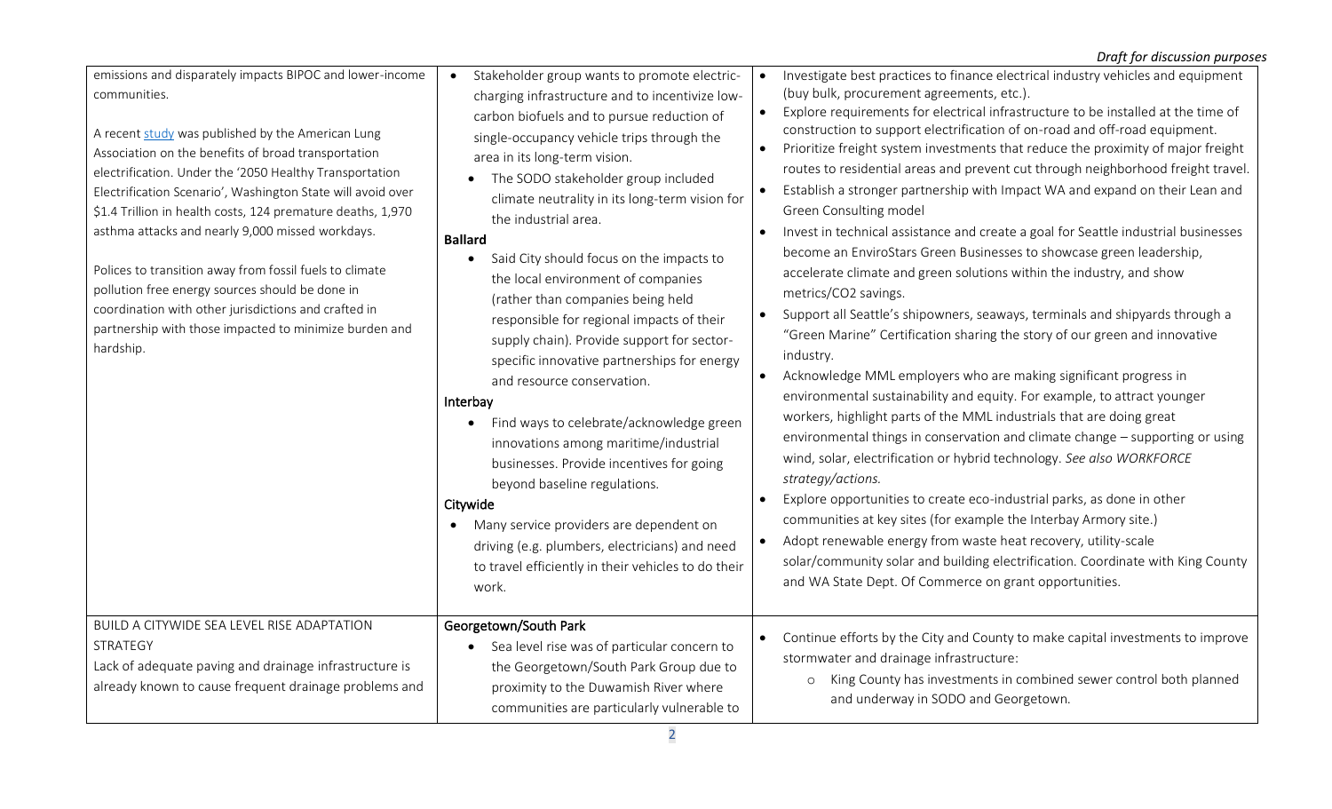| | | |
|---|---|---|
| emissions and disparately impacts BIPOC and lower-income communities.<br><br>A recent study was published by the American Lung Association on the benefits of broad transportation electrification. Under the '2050 Healthy Transportation Electrification Scenario', Washington State will avoid over \$1.4 Trillion in health costs, 124 premature deaths, 1,970 asthma attacks and nearly 9,000 missed workdays.<br><br>Polices to transition away from fossil fuels to climate pollution free energy sources should be done in coordination with other jurisdictions and crafted in partnership with those impacted to minimize burden and hardship. | • Stakeholder group wants to promote electric-charging infrastructure and to incentivize low-carbon biofuels and to pursue reduction of single-occupancy vehicle trips through the area in its long-term vision.<br>• The SODO stakeholder group included climate neutrality in its long-term vision for the industrial area.<br>**Ballard**<br>• Said City should focus on the impacts to the local environment of companies (rather than companies being held responsible for regional impacts of their supply chain). Provide support for sector-specific innovative partnerships for energy and resource conservation.<br>**Interbay**<br>• Find ways to celebrate/acknowledge green innovations among maritime/industrial businesses. Provide incentives for going beyond baseline regulations.<br>**Citywide**<br>• Many service providers are dependent on driving (e.g. plumbers, electricians) and need to travel efficiently in their vehicles to do their work. | • Investigate best practices to finance electrical industry vehicles and equipment (buy bulk, procurement agreements, etc.).<br>• Explore requirements for electrical infrastructure to be installed at the time of construction to support electrification of on-road and off-road equipment.<br>• Prioritize freight system investments that reduce the proximity of major freight routes to residential areas and prevent cut through neighborhood freight travel.<br>• Establish a stronger partnership with Impact WA and expand on their Lean and Green Consulting model<br>• Invest in technical assistance and create a goal for Seattle industrial businesses become an EnviroStars Green Businesses to showcase green leadership, accelerate climate and green solutions within the industry, and show metrics/CO2 savings.<br>• Support all Seattle's shipowners, seaways, terminals and shipyards through a "Green Marine" Certification sharing the story of our green and innovative industry.<br>• Acknowledge MML employers who are making significant progress in environmental sustainability and equity. For example, to attract younger workers, highlight parts of the MML industrials that are doing great environmental things in conservation and climate change – supporting or using wind, solar, electrification or hybrid technology. *See also WORKFORCE strategy/actions.*<br>• Explore opportunities to create eco-industrial parks, as done in other communities at key sites (for example the Interbay Armory site.)<br>• Adopt renewable energy from waste heat recovery, utility-scale solar/community solar and building electrification. Coordinate with King County and WA State Dept. Of Commerce on grant opportunities. |
| BUILD A CITYWIDE SEA LEVEL RISE ADAPTATION STRATEGY<br>Lack of adequate paving and drainage infrastructure is already known to cause frequent drainage problems and | **Georgetown/South Park**<br>• Sea level rise was of particular concern to the Georgetown/South Park Group due to proximity to the Duwamish River where communities are particularly vulnerable to | • Continue efforts by the City and County to make capital investments to improve stormwater and drainage infrastructure:<br>  ○ King County has investments in combined sewer control both planned and underway in SODO and Georgetown. |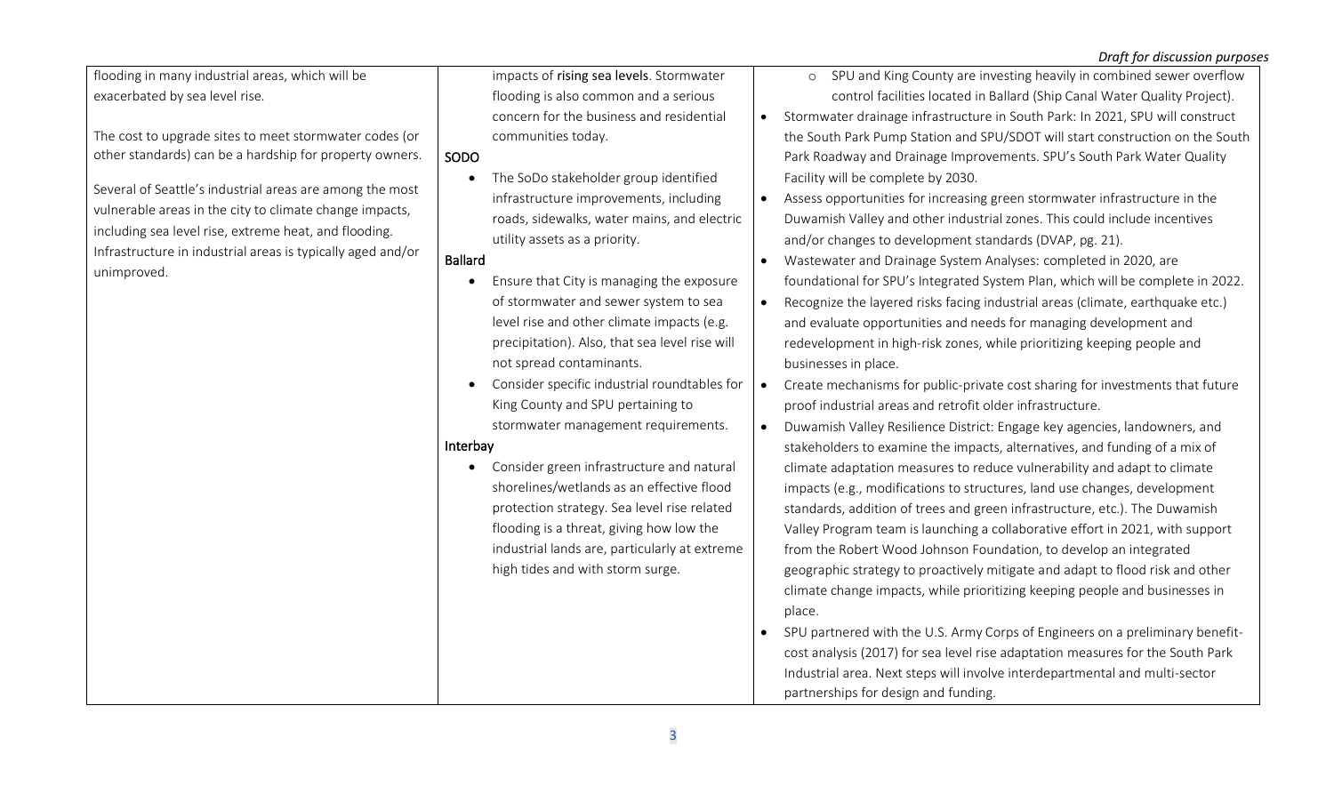| | | |
|---|---|---|
| flooding in many industrial areas, which will be exacerbated by sea level rise.<br><br>The cost to upgrade sites to meet stormwater codes (or other standards) can be a hardship for property owners.<br><br>Several of Seattle's industrial areas are among the most vulnerable areas in the city to climate change impacts, including sea level rise, extreme heat, and flooding. Infrastructure in industrial areas is typically aged and/or unimproved. | impacts of rising sea levels. Stormwater flooding is also common and a serious concern for the business and residential communities today.<br><br>**SODO**<br>• The SoDo stakeholder group identified infrastructure improvements, including roads, sidewalks, water mains, and electric utility assets as a priority.<br><br>**Ballard**<br>• Ensure that City is managing the exposure of stormwater and sewer system to sea level rise and other climate impacts (e.g. precipitation). Also, that sea level rise will not spread contaminants.<br>• Consider specific industrial roundtables for King County and SPU pertaining to stormwater management requirements.<br><br>**Interbay**<br>• Consider green infrastructure and natural shorelines/wetlands as an effective flood protection strategy. Sea level rise related flooding is a threat, giving how low the industrial lands are, particularly at extreme high tides and with storm surge. | ○ SPU and King County are investing heavily in combined sewer overflow control facilities located in Ballard (Ship Canal Water Quality Project).<br>• Stormwater drainage infrastructure in South Park: In 2021, SPU will construct the South Park Pump Station and SPU/SDOT will start construction on the South Park Roadway and Drainage Improvements. SPU's South Park Water Quality Facility will be complete by 2030.<br>• Assess opportunities for increasing green stormwater infrastructure in the Duwamish Valley and other industrial zones. This could include incentives and/or changes to development standards (DVAP, pg. 21).<br>• Wastewater and Drainage System Analyses: completed in 2020, are foundational for SPU's Integrated System Plan, which will be complete in 2022.<br>• Recognize the layered risks facing industrial areas (climate, earthquake etc.) and evaluate opportunities and needs for managing development and redevelopment in high-risk zones, while prioritizing keeping people and businesses in place.<br>• Create mechanisms for public-private cost sharing for investments that future proof industrial areas and retrofit older infrastructure.<br>• Duwamish Valley Resilience District: Engage key agencies, landowners, and stakeholders to examine the impacts, alternatives, and funding of a mix of climate adaptation measures to reduce vulnerability and adapt to climate impacts (e.g., modifications to structures, land use changes, development standards, addition of trees and green infrastructure, etc.). The Duwamish Valley Program team is launching a collaborative effort in 2021, with support from the Robert Wood Johnson Foundation, to develop an integrated geographic strategy to proactively mitigate and adapt to flood risk and other climate change impacts, while prioritizing keeping people and businesses in place.<br>• SPU partnered with the U.S. Army Corps of Engineers on a preliminary benefit-cost analysis (2017) for sea level rise adaptation measures for the South Park Industrial area. Next steps will involve interdepartmental and multi-sector partnerships for design and funding. |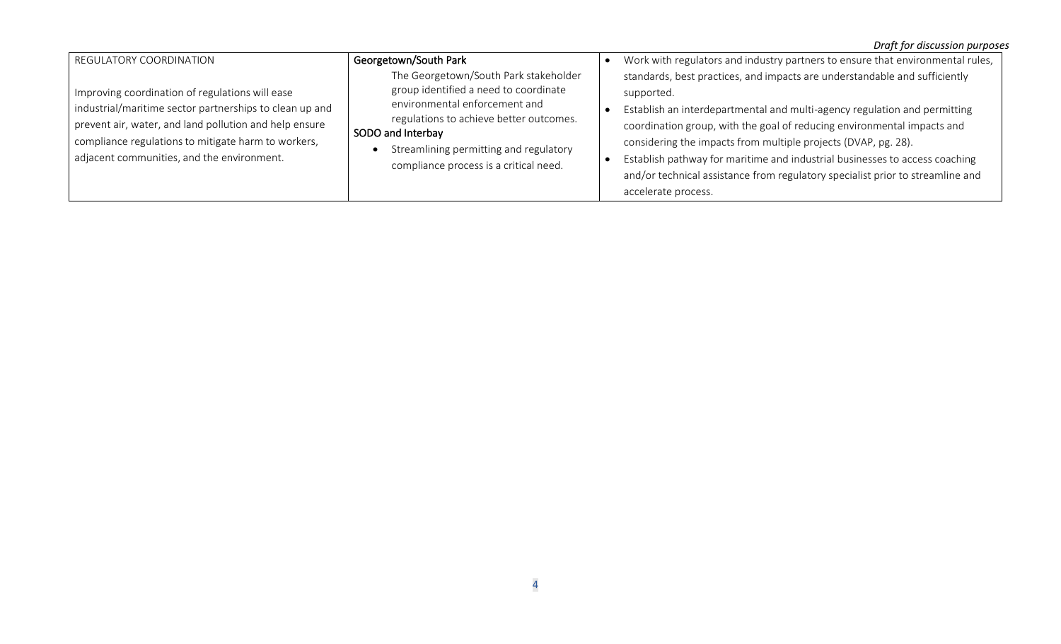| | | |
|---|---|---|
| REGULATORY COORDINATION<br><br>Improving coordination of regulations will ease industrial/maritime sector partnerships to clean up and prevent air, water, and land pollution and help ensure compliance regulations to mitigate harm to workers, adjacent communities, and the environment. | **Georgetown/South Park**<br>The Georgetown/South Park stakeholder group identified a need to coordinate environmental enforcement and regulations to achieve better outcomes.<br>**SODO and Interbay**<br>• Streamlining permitting and regulatory compliance process is a critical need. | • Work with regulators and industry partners to ensure that environmental rules, standards, best practices, and impacts are understandable and sufficiently supported.<br>• Establish an interdepartmental and multi-agency regulation and permitting coordination group, with the goal of reducing environmental impacts and considering the impacts from multiple projects (DVAP, pg. 28).<br>• Establish pathway for maritime and industrial businesses to access coaching and/or technical assistance from regulatory specialist prior to streamline and accelerate process. |